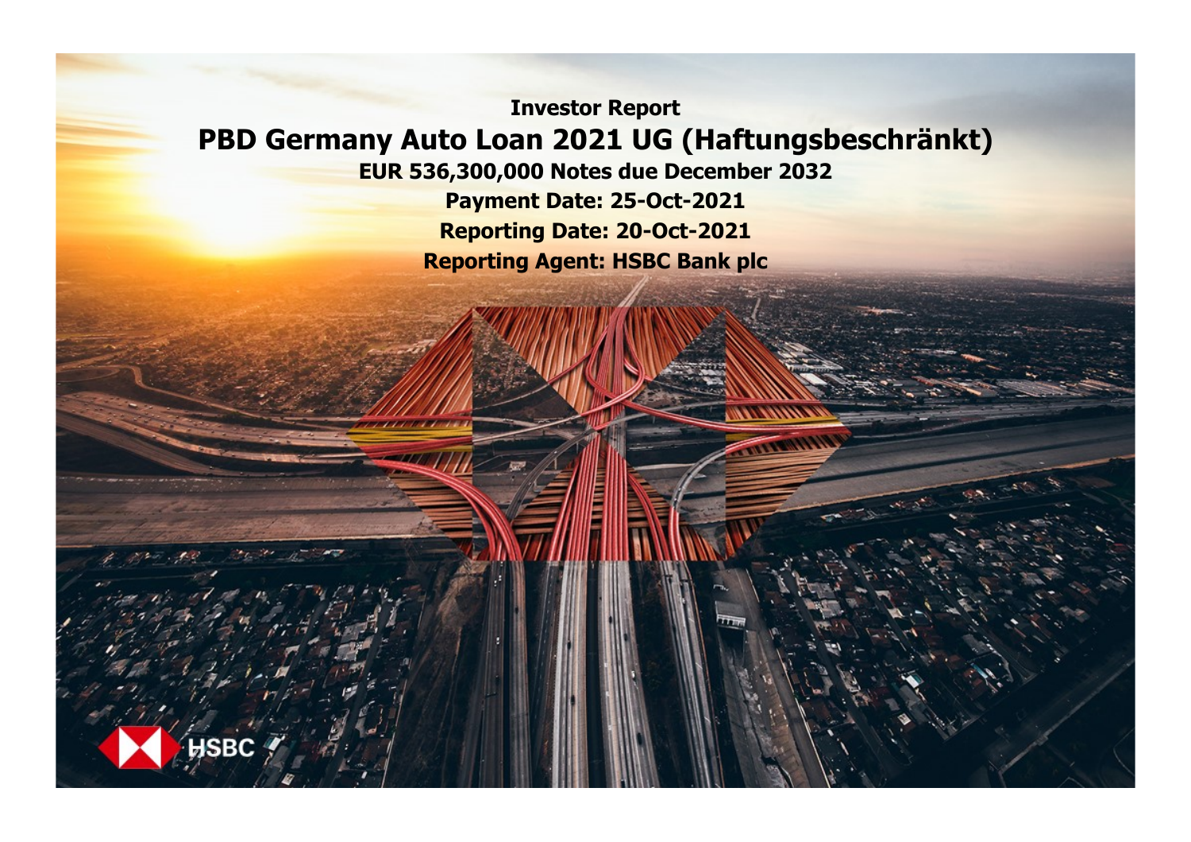**Investor Report**

# PBD Germany Auto Loan 2021 UG (Haftungsbeschränkt)

**EUR 536,300,000 Notes due December 2032**

**Payment Date: 25-Oct-2021**

**Reporting Date: 20-Oct-2021**

**Reporting Agent: HSBC Bank plc**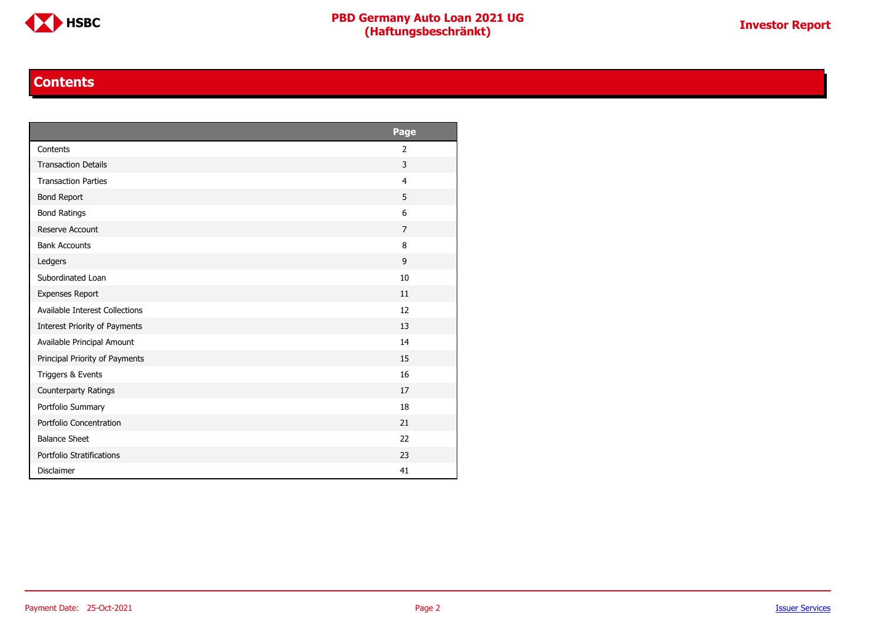## Contents

| | Page |
|---|---|
| Contents | 2 |
| Transaction Details | 3 |
| Transaction Parties | 4 |
| Bond Report | 5 |
| Bond Ratings | 6 |
| Reserve Account | 7 |
| Bank Accounts | 8 |
| Ledgers | 9 |
| Subordinated Loan | 10 |
| Expenses Report | 11 |
| Available Interest Collections | 12 |
| Interest Priority of Payments | 13 |
| Available Principal Amount | 14 |
| Principal Priority of Payments | 15 |
| Triggers & Events | 16 |
| Counterparty Ratings | 17 |
| Portfolio Summary | 18 |
| Portfolio Concentration | 21 |
| Balance Sheet | 22 |
| Portfolio Stratifications | 23 |
| Disclaimer | 41 |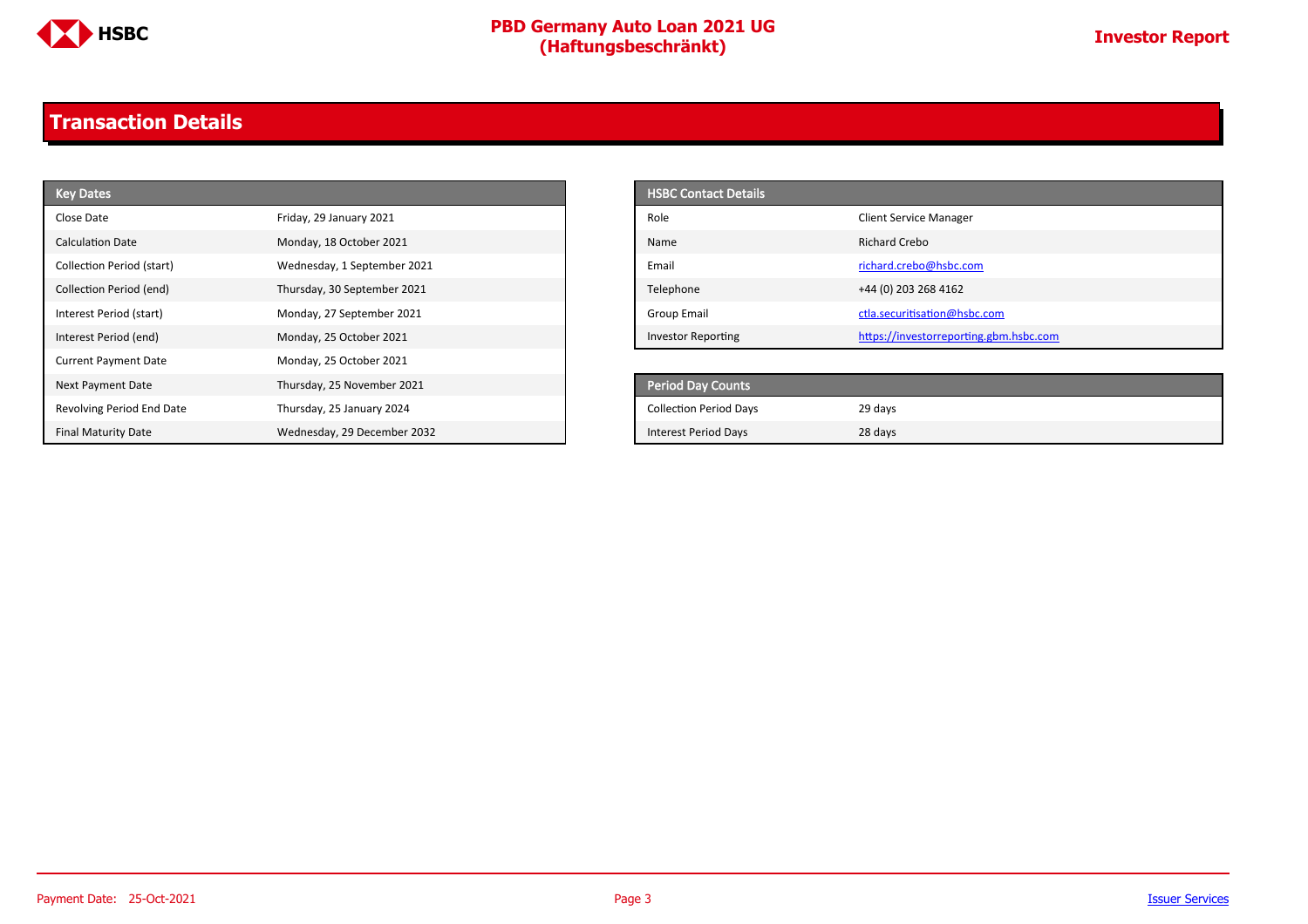## Transaction Details

| Key Dates | |
|---|---|
| Close Date | Friday, 29 January 2021 |
| Calculation Date | Monday, 18 October 2021 |
| Collection Period (start) | Wednesday, 1 September 2021 |
| Collection Period (end) | Thursday, 30 September 2021 |
| Interest Period (start) | Monday, 27 September 2021 |
| Interest Period (end) | Monday, 25 October 2021 |
| Current Payment Date | Monday, 25 October 2021 |
| Next Payment Date | Thursday, 25 November 2021 |
| Revolving Period End Date | Thursday, 25 January 2024 |
| Final Maturity Date | Wednesday, 29 December 2032 |

| HSBC Contact Details | |
|---|---|
| Role | Client Service Manager |
| Name | Richard Crebo |
| Email | richard.crebo@hsbc.com |
| Telephone | +44 (0) 203 268 4162 |
| Group Email | ctla.securitisation@hsbc.com |
| Investor Reporting | https://investorreporting.gbm.hsbc.com |

| Period Day Counts | |
|---|---|
| Collection Period Days | 29 days |
| Interest Period Days | 28 days |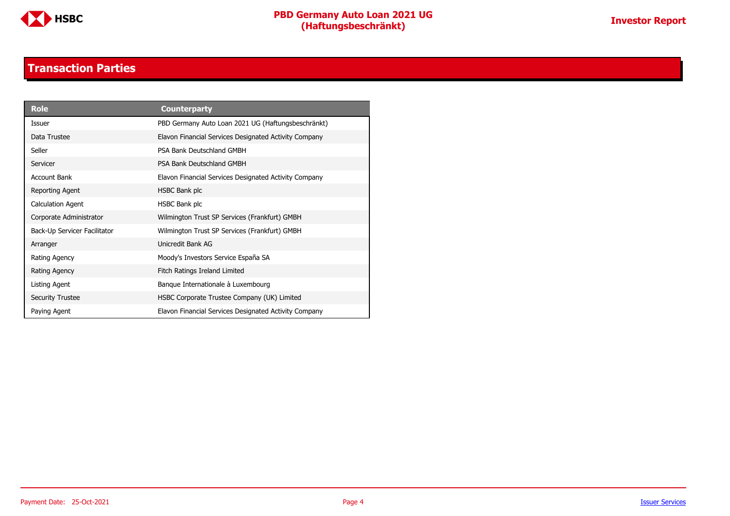## Transaction Parties

| Role | Counterparty |
|---|---|
| Issuer | PBD Germany Auto Loan 2021 UG (Haftungsbeschränkt) |
| Data Trustee | Elavon Financial Services Designated Activity Company |
| Seller | PSA Bank Deutschland GMBH |
| Servicer | PSA Bank Deutschland GMBH |
| Account Bank | Elavon Financial Services Designated Activity Company |
| Reporting Agent | HSBC Bank plc |
| Calculation Agent | HSBC Bank plc |
| Corporate Administrator | Wilmington Trust SP Services (Frankfurt) GMBH |
| Back-Up Servicer Facilitator | Wilmington Trust SP Services (Frankfurt) GMBH |
| Arranger | Unicredit Bank AG |
| Rating Agency | Moody's Investors Service España SA |
| Rating Agency | Fitch Ratings Ireland Limited |
| Listing Agent | Banque Internationale à Luxembourg |
| Security Trustee | HSBC Corporate Trustee Company (UK) Limited |
| Paying Agent | Elavon Financial Services Designated Activity Company |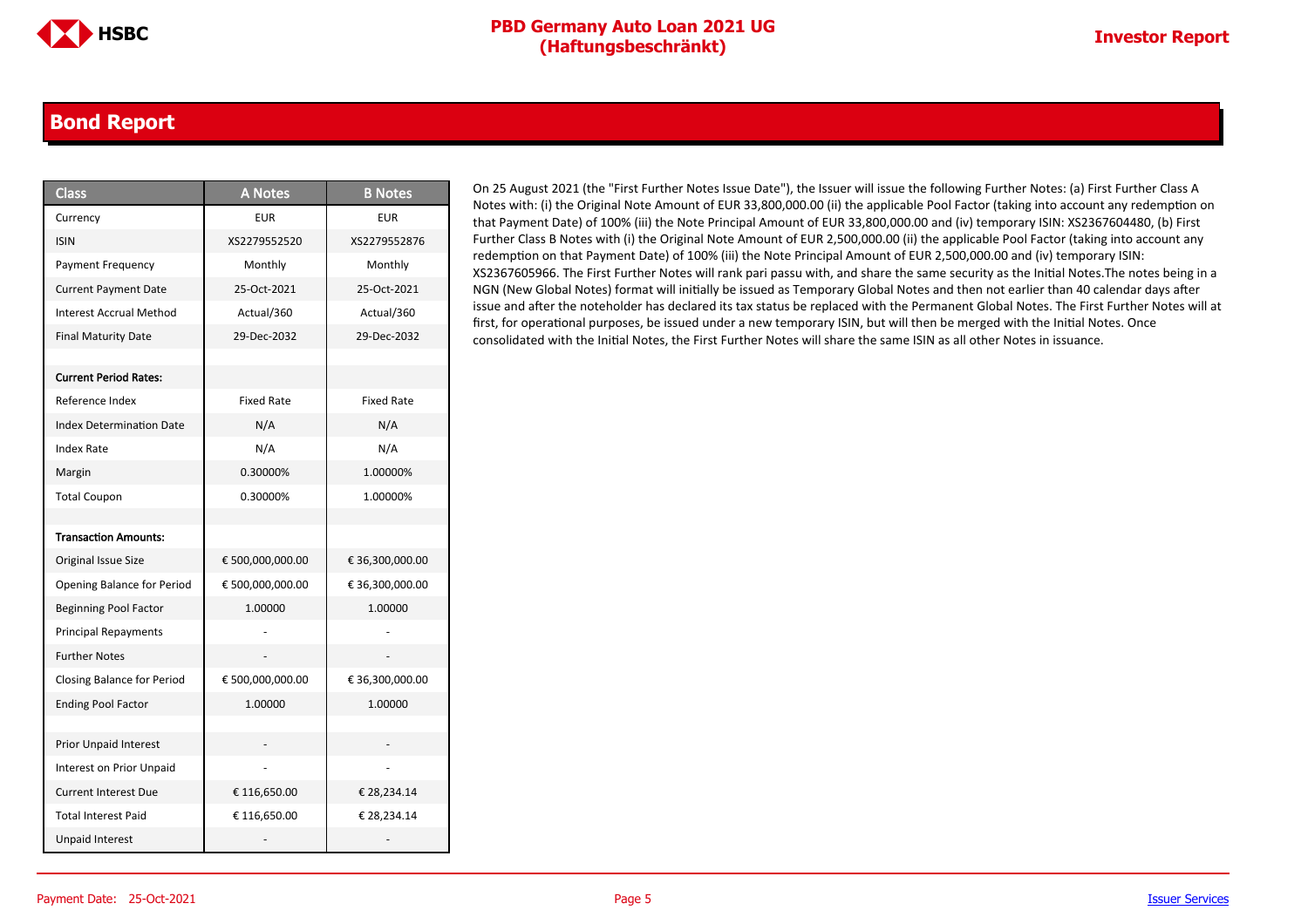# Bond Report

| Class | A Notes | B Notes |
|---|---|---|
| Currency | EUR | EUR |
| ISIN | XS2279552520 | XS2279552876 |
| Payment Frequency | Monthly | Monthly |
| Current Payment Date | 25-Oct-2021 | 25-Oct-2021 |
| Interest Accrual Method | Actual/360 | Actual/360 |
| Final Maturity Date | 29-Dec-2032 | 29-Dec-2032 |
| | | |
| **Current Period Rates:** | | |
| Reference Index | Fixed Rate | Fixed Rate |
| Index Determination Date | N/A | N/A |
| Index Rate | N/A | N/A |
| Margin | 0.30000% | 1.00000% |
| Total Coupon | 0.30000% | 1.00000% |
| | | |
| **Transaction Amounts:** | | |
| Original Issue Size | € 500,000,000.00 | € 36,300,000.00 |
| Opening Balance for Period | € 500,000,000.00 | € 36,300,000.00 |
| Beginning Pool Factor | 1.00000 | 1.00000 |
| Principal Repayments | - | - |
| Further Notes | - | - |
| Closing Balance for Period | € 500,000,000.00 | € 36,300,000.00 |
| Ending Pool Factor | 1.00000 | 1.00000 |
| | | |
| Prior Unpaid Interest | - | - |
| Interest on Prior Unpaid | - | - |
| Current Interest Due | € 116,650.00 | € 28,234.14 |
| Total Interest Paid | € 116,650.00 | € 28,234.14 |
| Unpaid Interest | - | - |

On 25 August 2021 (the "First Further Notes Issue Date"), the Issuer will issue the following Further Notes: (a) First Further Class A Notes with: (i) the Original Note Amount of EUR 33,800,000.00 (ii) the applicable Pool Factor (taking into account any redemption on that Payment Date) of 100% (iii) the Note Principal Amount of EUR 33,800,000.00 and (iv) temporary ISIN: XS2367604480, (b) First Further Class B Notes with (i) the Original Note Amount of EUR 2,500,000.00 (ii) the applicable Pool Factor (taking into account any redemption on that Payment Date) of 100% (iii) the Note Principal Amount of EUR 2,500,000.00 and (iv) temporary ISIN: XS2367605966. The First Further Notes will rank pari passu with, and share the same security as the Initial Notes.The notes being in a NGN (New Global Notes) format will initially be issued as Temporary Global Notes and then not earlier than 40 calendar days after issue and after the noteholder has declared its tax status be replaced with the Permanent Global Notes. The First Further Notes will at first, for operational purposes, be issued under a new temporary ISIN, but will then be merged with the Initial Notes. Once consolidated with the Initial Notes, the First Further Notes will share the same ISIN as all other Notes in issuance.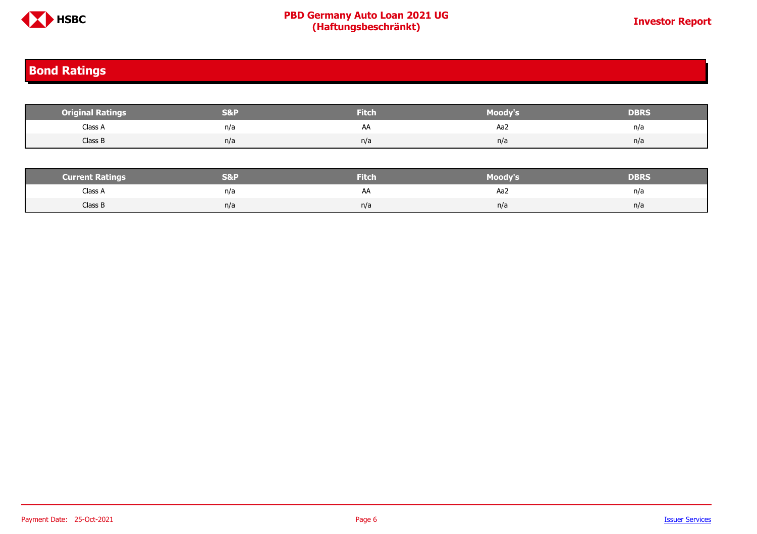## Bond Ratings

| Original Ratings | S&P | Fitch | Moody's | DBRS |
|---|---|---|---|---|
| Class A | n/a | AA | Aa2 | n/a |
| Class B | n/a | n/a | n/a | n/a |

| Current Ratings | S&P | Fitch | Moody's | DBRS |
|---|---|---|---|---|
| Class A | n/a | AA | Aa2 | n/a |
| Class B | n/a | n/a | n/a | n/a |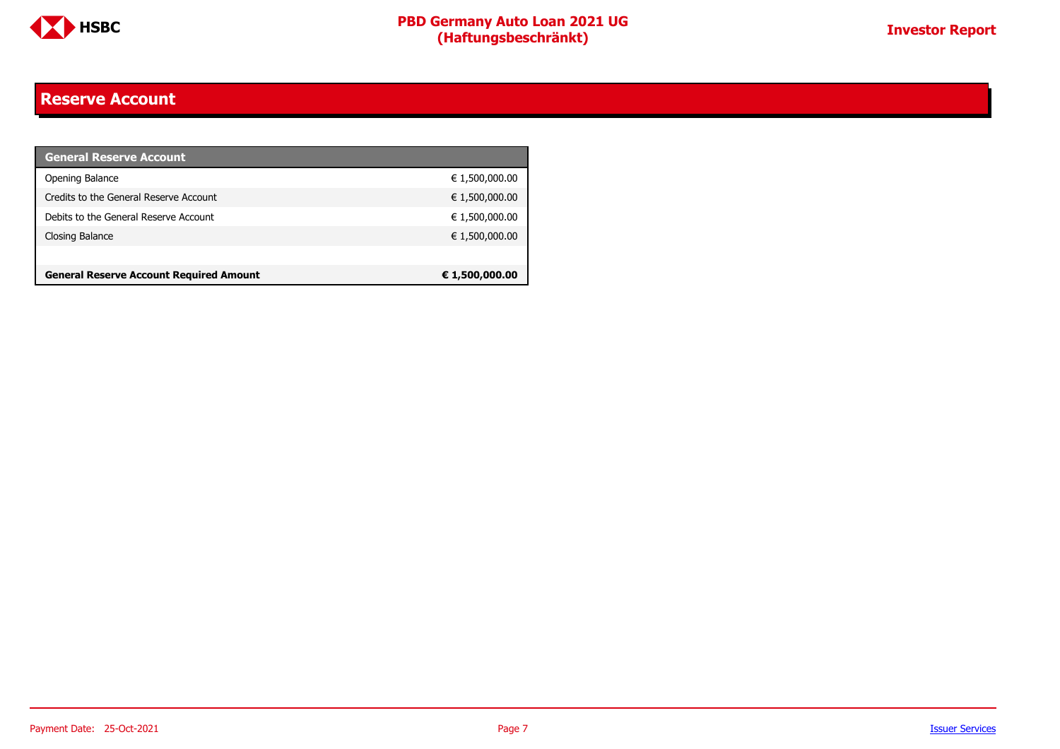## Reserve Account

| General Reserve Account | |
|---|---|
| Opening Balance | € 1,500,000.00 |
| Credits to the General Reserve Account | € 1,500,000.00 |
| Debits to the General Reserve Account | € 1,500,000.00 |
| Closing Balance | € 1,500,000.00 |
| | |
| **General Reserve Account Required Amount** | **€ 1,500,000.00** |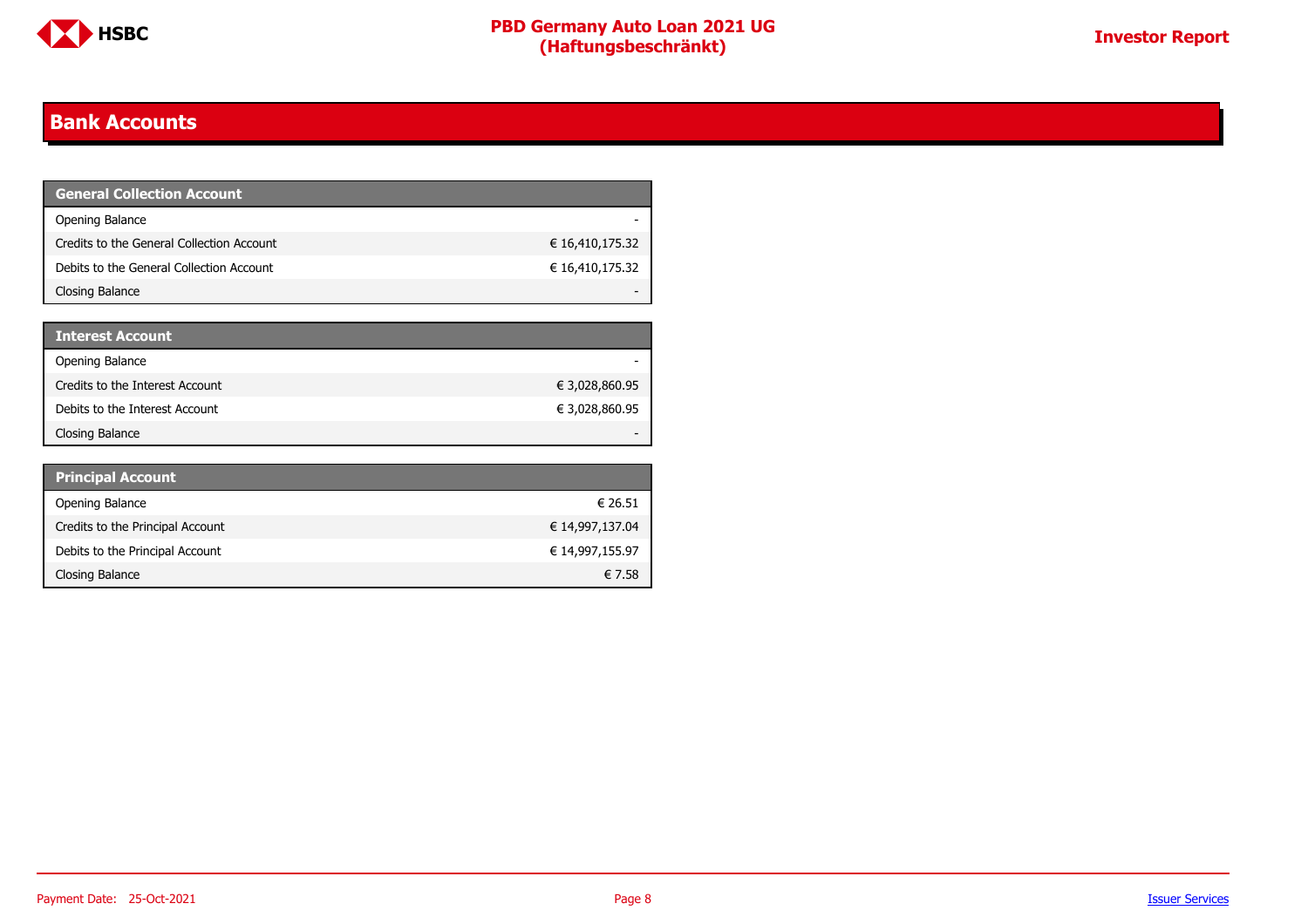## Bank Accounts

| General Collection Account | |
|---|---|
| Opening Balance | - |
| Credits to the General Collection Account | € 16,410,175.32 |
| Debits to the General Collection Account | € 16,410,175.32 |
| Closing Balance | - |

| Interest Account | |
|---|---|
| Opening Balance | - |
| Credits to the Interest Account | € 3,028,860.95 |
| Debits to the Interest Account | € 3,028,860.95 |
| Closing Balance | - |

| Principal Account | |
|---|---|
| Opening Balance | € 26.51 |
| Credits to the Principal Account | € 14,997,137.04 |
| Debits to the Principal Account | € 14,997,155.97 |
| Closing Balance | € 7.58 |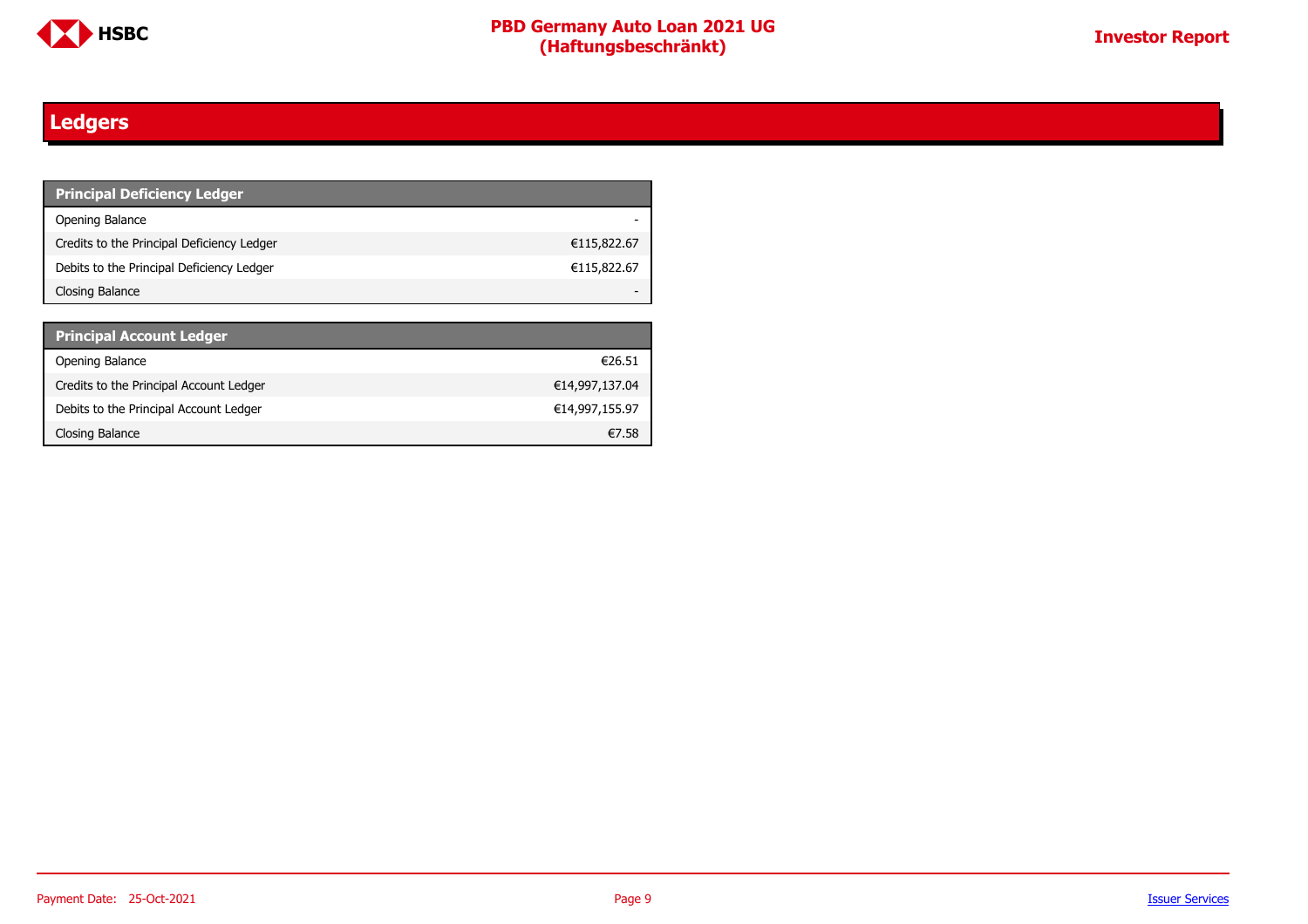# Ledgers

| Principal Deficiency Ledger | |
|---|---|
| Opening Balance | - |
| Credits to the Principal Deficiency Ledger | €115,822.67 |
| Debits to the Principal Deficiency Ledger | €115,822.67 |
| Closing Balance | - |

| Principal Account Ledger | |
|---|---|
| Opening Balance | €26.51 |
| Credits to the Principal Account Ledger | €14,997,137.04 |
| Debits to the Principal Account Ledger | €14,997,155.97 |
| Closing Balance | €7.58 |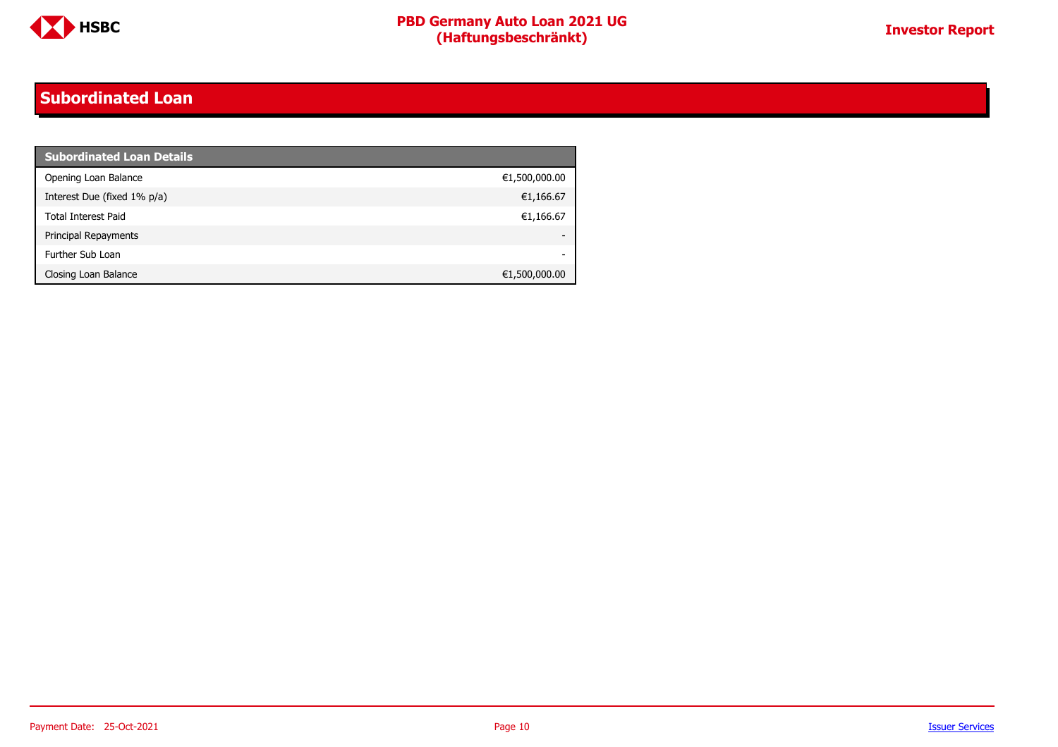# Subordinated Loan

| Subordinated Loan Details | |
|---|---|
| Opening Loan Balance | €1,500,000.00 |
| Interest Due (fixed 1% p/a) | €1,166.67 |
| Total Interest Paid | €1,166.67 |
| Principal Repayments | - |
| Further Sub Loan | - |
| Closing Loan Balance | €1,500,000.00 |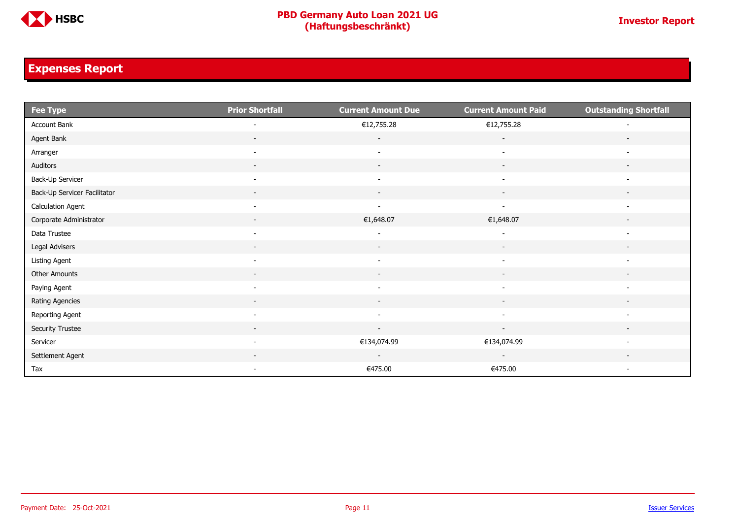## Expenses Report

| Fee Type | Prior Shortfall | Current Amount Due | Current Amount Paid | Outstanding Shortfall |
|---|---|---|---|---|
| Account Bank | - | €12,755.28 | €12,755.28 | - |
| Agent Bank | - | - | - | - |
| Arranger | - | - | - | - |
| Auditors | - | - | - | - |
| Back-Up Servicer | - | - | - | - |
| Back-Up Servicer Facilitator | - | - | - | - |
| Calculation Agent | - | - | - | - |
| Corporate Administrator | - | €1,648.07 | €1,648.07 | - |
| Data Trustee | - | - | - | - |
| Legal Advisers | - | - | - | - |
| Listing Agent | - | - | - | - |
| Other Amounts | - | - | - | - |
| Paying Agent | - | - | - | - |
| Rating Agencies | - | - | - | - |
| Reporting Agent | - | - | - | - |
| Security Trustee | - | - | - | - |
| Servicer | - | €134,074.99 | €134,074.99 | - |
| Settlement Agent | - | - | - | - |
| Tax | - | €475.00 | €475.00 | - |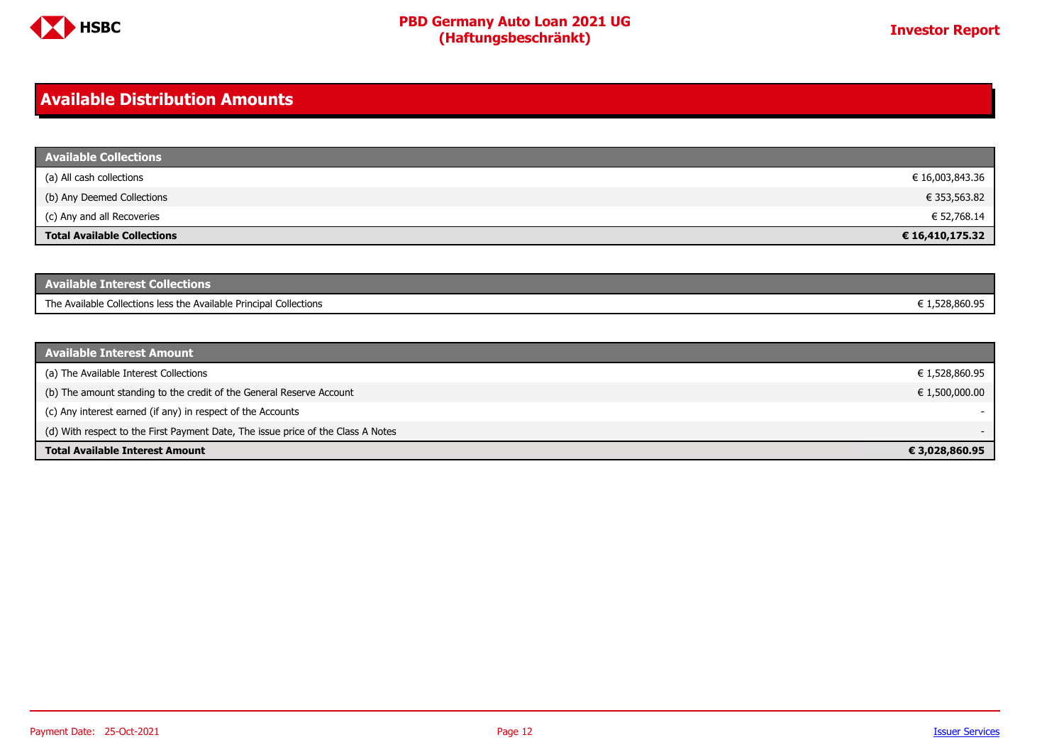## Available Distribution Amounts

| Available Collections | |
|---|---|
| (a) All cash collections | € 16,003,843.36 |
| (b) Any Deemed Collections | € 353,563.82 |
| (c) Any and all Recoveries | € 52,768.14 |
| **Total Available Collections** | **€ 16,410,175.32** |

| Available Interest Collections | |
|---|---|
| The Available Collections less the Available Principal Collections | € 1,528,860.95 |

| Available Interest Amount | |
|---|---|
| (a) The Available Interest Collections | € 1,528,860.95 |
| (b) The amount standing to the credit of the General Reserve Account | € 1,500,000.00 |
| (c) Any interest earned (if any) in respect of the Accounts | - |
| (d) With respect to the First Payment Date, The issue price of the Class A Notes | - |
| **Total Available Interest Amount** | **€ 3,028,860.95** |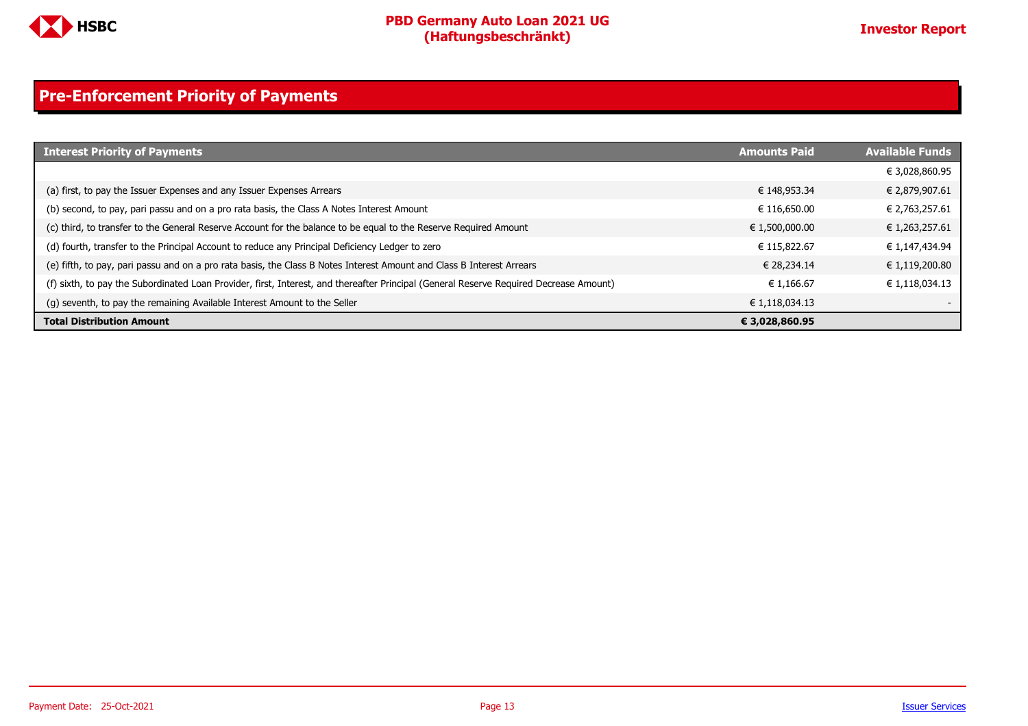## Pre-Enforcement Priority of Payments

| Interest Priority of Payments | Amounts Paid | Available Funds |
|---|---|---|
| | | € 3,028,860.95 |
| (a) first, to pay the Issuer Expenses and any Issuer Expenses Arrears | € 148,953.34 | € 2,879,907.61 |
| (b) second, to pay, pari passu and on a pro rata basis, the Class A Notes Interest Amount | € 116,650.00 | € 2,763,257.61 |
| (c) third, to transfer to the General Reserve Account for the balance to be equal to the Reserve Required Amount | € 1,500,000.00 | € 1,263,257.61 |
| (d) fourth, transfer to the Principal Account to reduce any Principal Deficiency Ledger to zero | € 115,822.67 | € 1,147,434.94 |
| (e) fifth, to pay, pari passu and on a pro rata basis, the Class B Notes Interest Amount and Class B Interest Arrears | € 28,234.14 | € 1,119,200.80 |
| (f) sixth, to pay the Subordinated Loan Provider, first, Interest, and thereafter Principal (General Reserve Required Decrease Amount) | € 1,166.67 | € 1,118,034.13 |
| (g) seventh, to pay the remaining Available Interest Amount to the Seller | € 1,118,034.13 | - |
| **Total Distribution Amount** | **€ 3,028,860.95** | |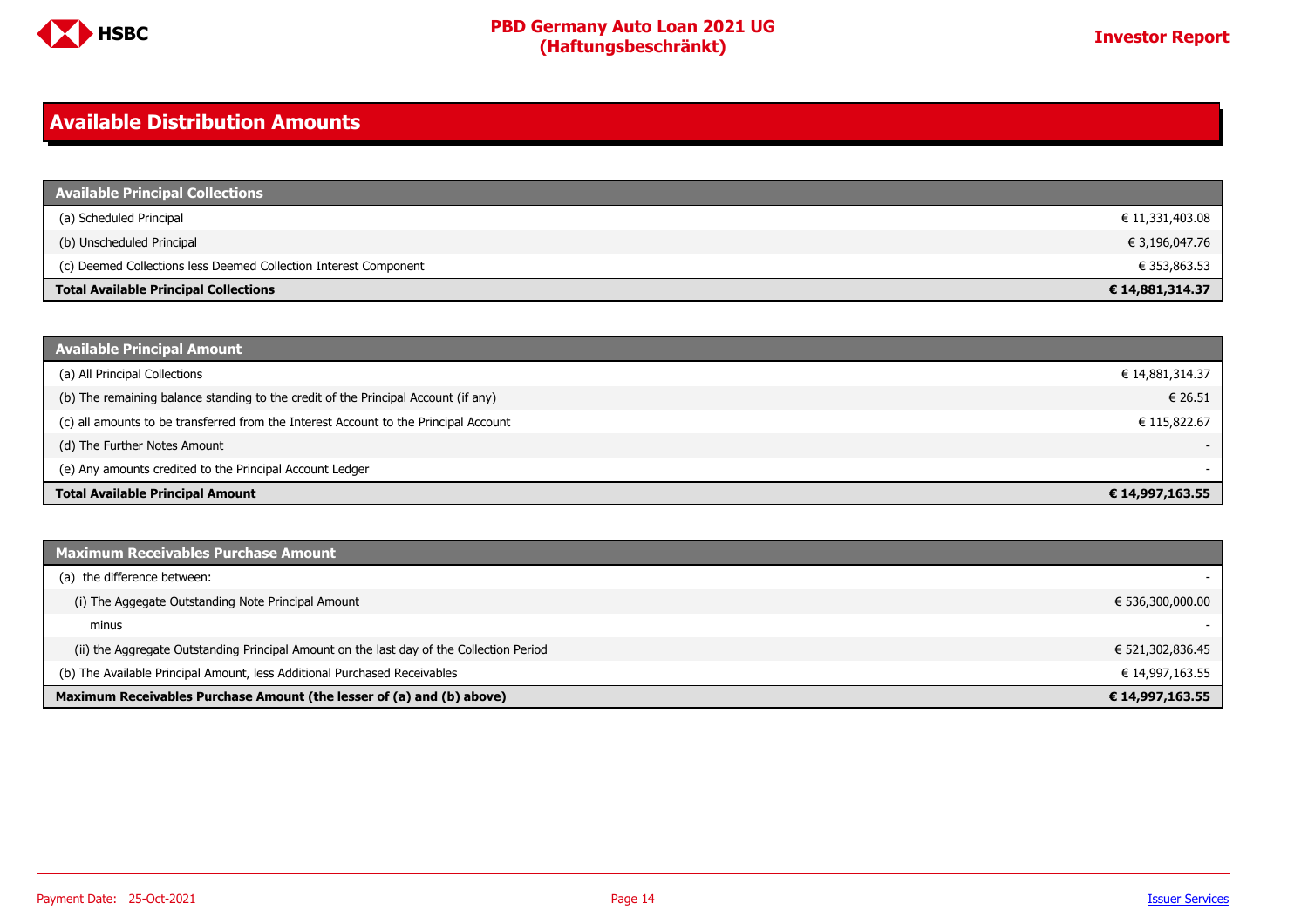# Available Distribution Amounts

| Available Principal Collections | |
|---|---|
| (a) Scheduled Principal | € 11,331,403.08 |
| (b) Unscheduled Principal | € 3,196,047.76 |
| (c) Deemed Collections less Deemed Collection Interest Component | € 353,863.53 |
| **Total Available Principal Collections** | **€ 14,881,314.37** |

| Available Principal Amount | |
|---|---|
| (a) All Principal Collections | € 14,881,314.37 |
| (b) The remaining balance standing to the credit of the Principal Account (if any) | € 26.51 |
| (c) all amounts to be transferred from the Interest Account to the Principal Account | € 115,822.67 |
| (d) The Further Notes Amount | - |
| (e) Any amounts credited to the Principal Account Ledger | - |
| **Total Available Principal Amount** | **€ 14,997,163.55** |

| Maximum Receivables Purchase Amount | |
|---|---|
| (a) the difference between: | - |
| (i) The Aggegate Outstanding Note Principal Amount | € 536,300,000.00 |
| minus | - |
| (ii) the Aggregate Outstanding Principal Amount on the last day of the Collection Period | € 521,302,836.45 |
| (b) The Available Principal Amount, less Additional Purchased Receivables | € 14,997,163.55 |
| **Maximum Receivables Purchase Amount (the lesser of (a) and (b) above)** | **€ 14,997,163.55** |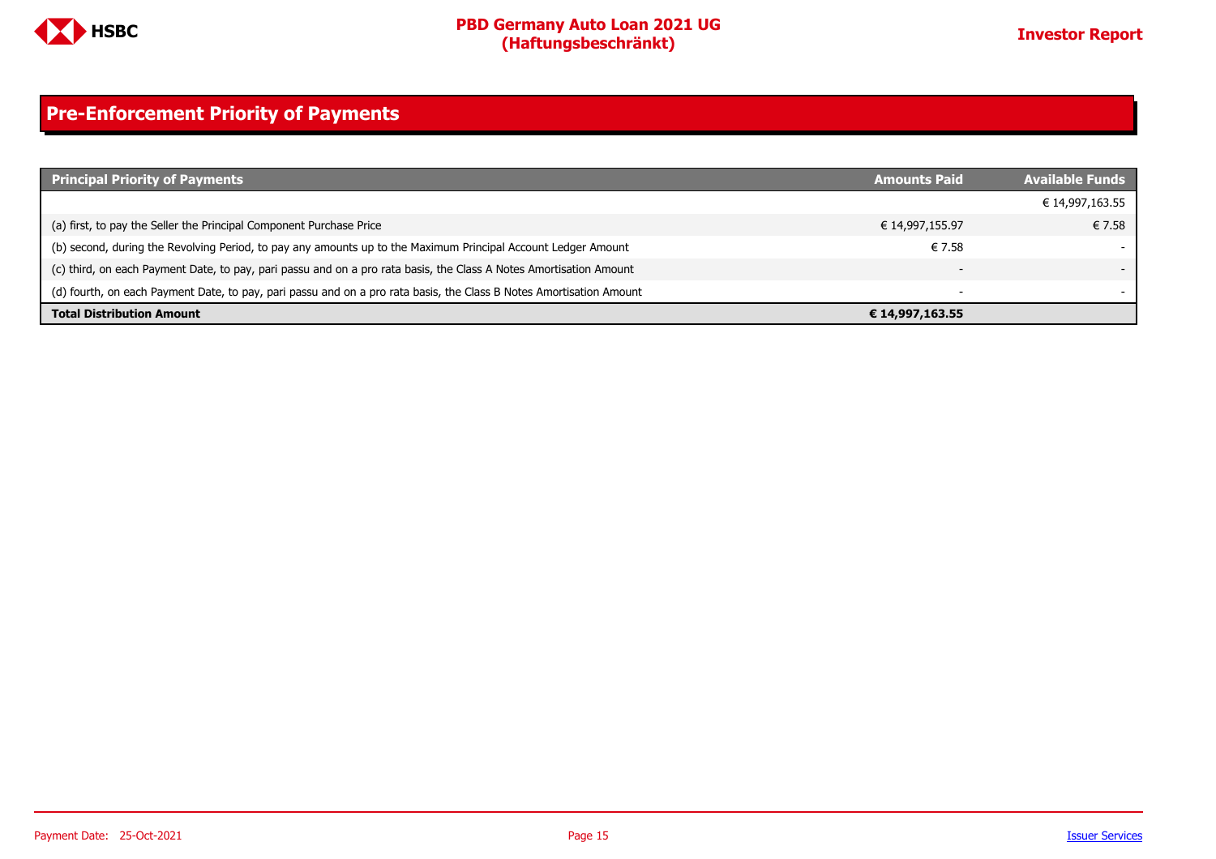# Pre-Enforcement Priority of Payments

| Principal Priority of Payments | Amounts Paid | Available Funds |
|---|---|---|
| | | € 14,997,163.55 |
| (a) first, to pay the Seller the Principal Component Purchase Price | € 14,997,155.97 | € 7.58 |
| (b) second, during the Revolving Period, to pay any amounts up to the Maximum Principal Account Ledger Amount | € 7.58 | - |
| (c) third, on each Payment Date, to pay, pari passu and on a pro rata basis, the Class A Notes Amortisation Amount | - | - |
| (d) fourth, on each Payment Date, to pay, pari passu and on a pro rata basis, the Class B Notes Amortisation Amount | - | - |
| **Total Distribution Amount** | **€ 14,997,163.55** | |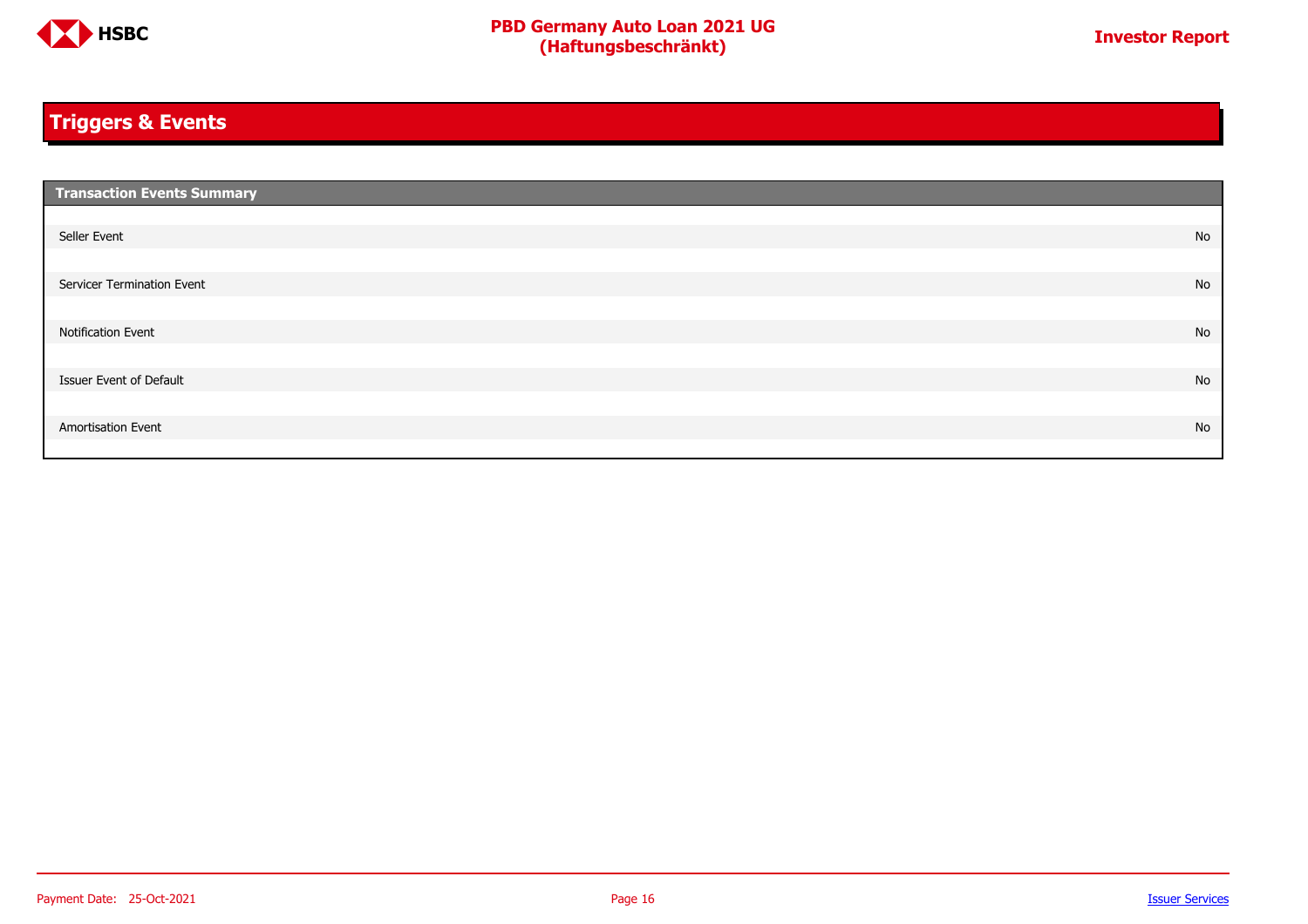# Triggers & Events

| Transaction Events Summary | |
|---|---|
| Seller Event | No |
| Servicer Termination Event | No |
| Notification Event | No |
| Issuer Event of Default | No |
| Amortisation Event | No |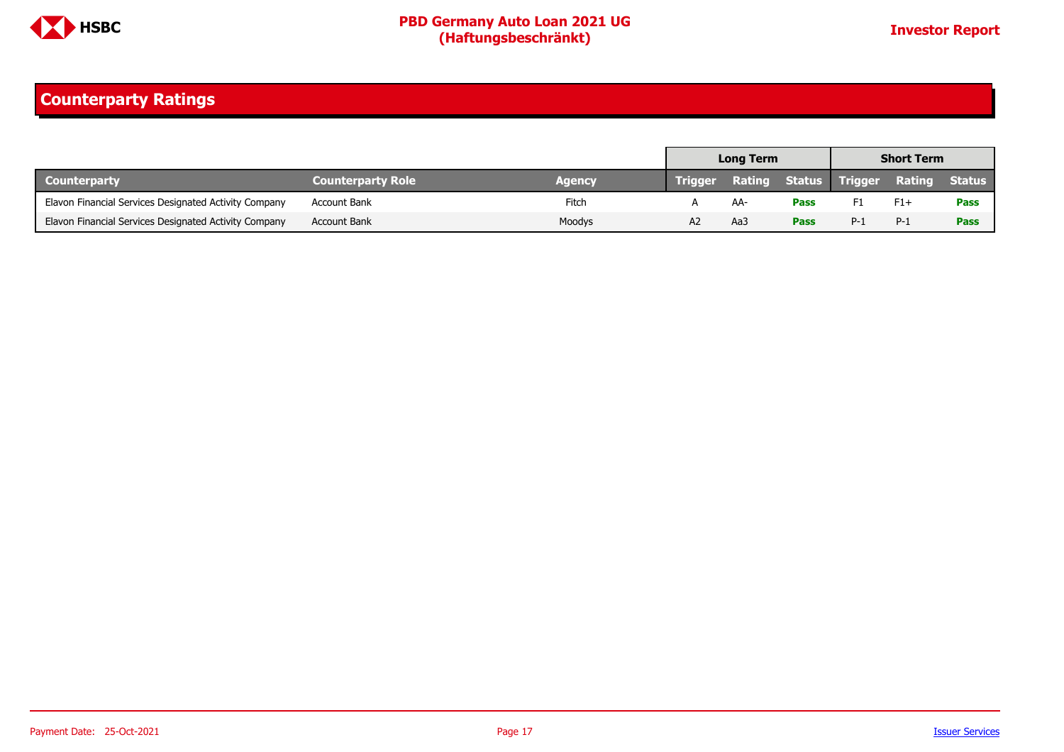## Counterparty Ratings

| | | | Long Term | | | Short Term | | |
|---|---|---|---|---|---|---|---|---|
| **Counterparty** | **Counterparty Role** | **Agency** | **Trigger** | **Rating** | **Status** | **Trigger** | **Rating** | **Status** |
| Elavon Financial Services Designated Activity Company | Account Bank | Fitch | A | AA- | **Pass** | F1 | F1+ | **Pass** |
| Elavon Financial Services Designated Activity Company | Account Bank | Moodys | A2 | Aa3 | **Pass** | P-1 | P-1 | **Pass** |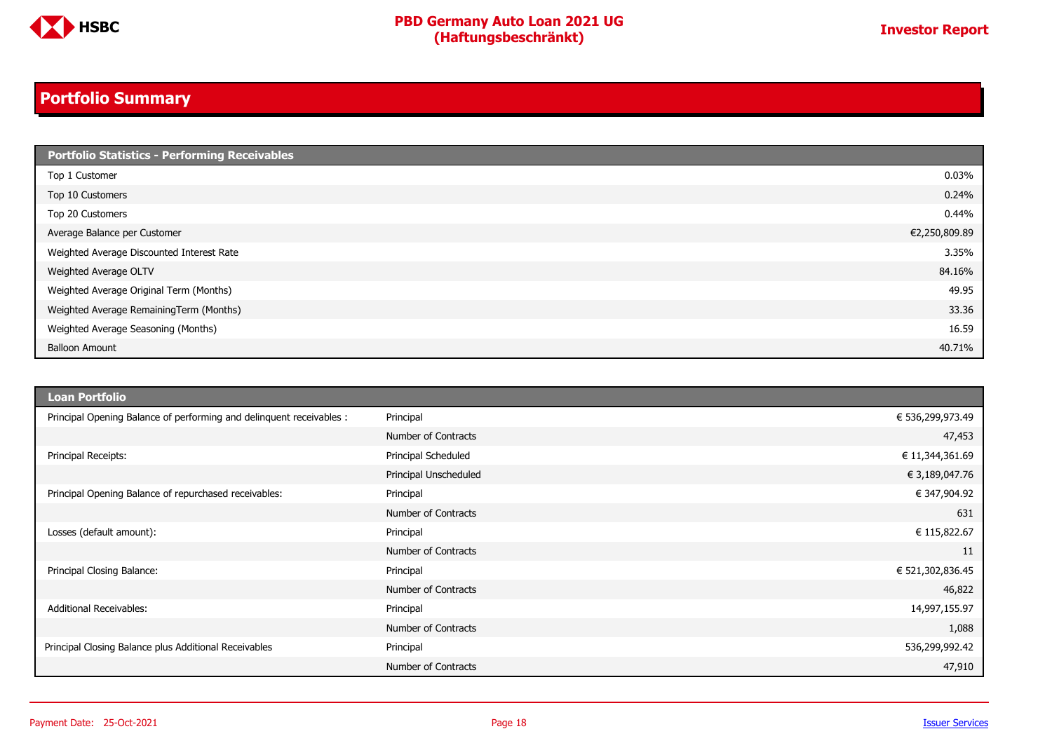## Portfolio Summary

| Portfolio Statistics - Performing Receivables | |
|---|---|
| Top 1 Customer | 0.03% |
| Top 10 Customers | 0.24% |
| Top 20 Customers | 0.44% |
| Average Balance per Customer | €2,250,809.89 |
| Weighted Average Discounted Interest Rate | 3.35% |
| Weighted Average OLTV | 84.16% |
| Weighted Average Original Term (Months) | 49.95 |
| Weighted Average RemainingTerm (Months) | 33.36 |
| Weighted Average Seasoning (Months) | 16.59 |
| Balloon Amount | 40.71% |

| Loan Portfolio | | |
|---|---|---|
| Principal Opening Balance of performing and delinquent receivables : | Principal | € 536,299,973.49 |
| | Number of Contracts | 47,453 |
| Principal Receipts: | Principal Scheduled | € 11,344,361.69 |
| | Principal Unscheduled | € 3,189,047.76 |
| Principal Opening Balance of repurchased receivables: | Principal | € 347,904.92 |
| | Number of Contracts | 631 |
| Losses (default amount): | Principal | € 115,822.67 |
| | Number of Contracts | 11 |
| Principal Closing Balance: | Principal | € 521,302,836.45 |
| | Number of Contracts | 46,822 |
| Additional Receivables: | Principal | 14,997,155.97 |
| | Number of Contracts | 1,088 |
| Principal Closing Balance plus Additional Receivables | Principal | 536,299,992.42 |
| | Number of Contracts | 47,910 |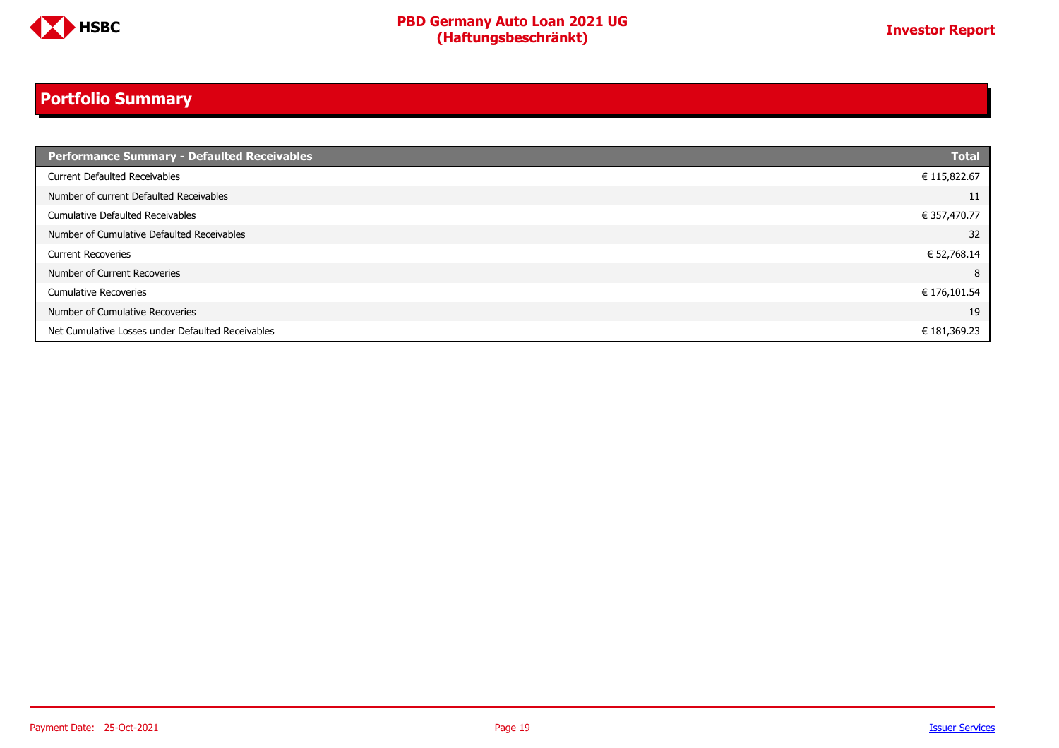# Portfolio Summary

| Performance Summary - Defaulted Receivables | Total |
|---|---|
| Current Defaulted Receivables | € 115,822.67 |
| Number of current Defaulted Receivables | 11 |
| Cumulative Defaulted Receivables | € 357,470.77 |
| Number of Cumulative Defaulted Receivables | 32 |
| Current Recoveries | € 52,768.14 |
| Number of Current Recoveries | 8 |
| Cumulative Recoveries | € 176,101.54 |
| Number of Cumulative Recoveries | 19 |
| Net Cumulative Losses under Defaulted Receivables | € 181,369.23 |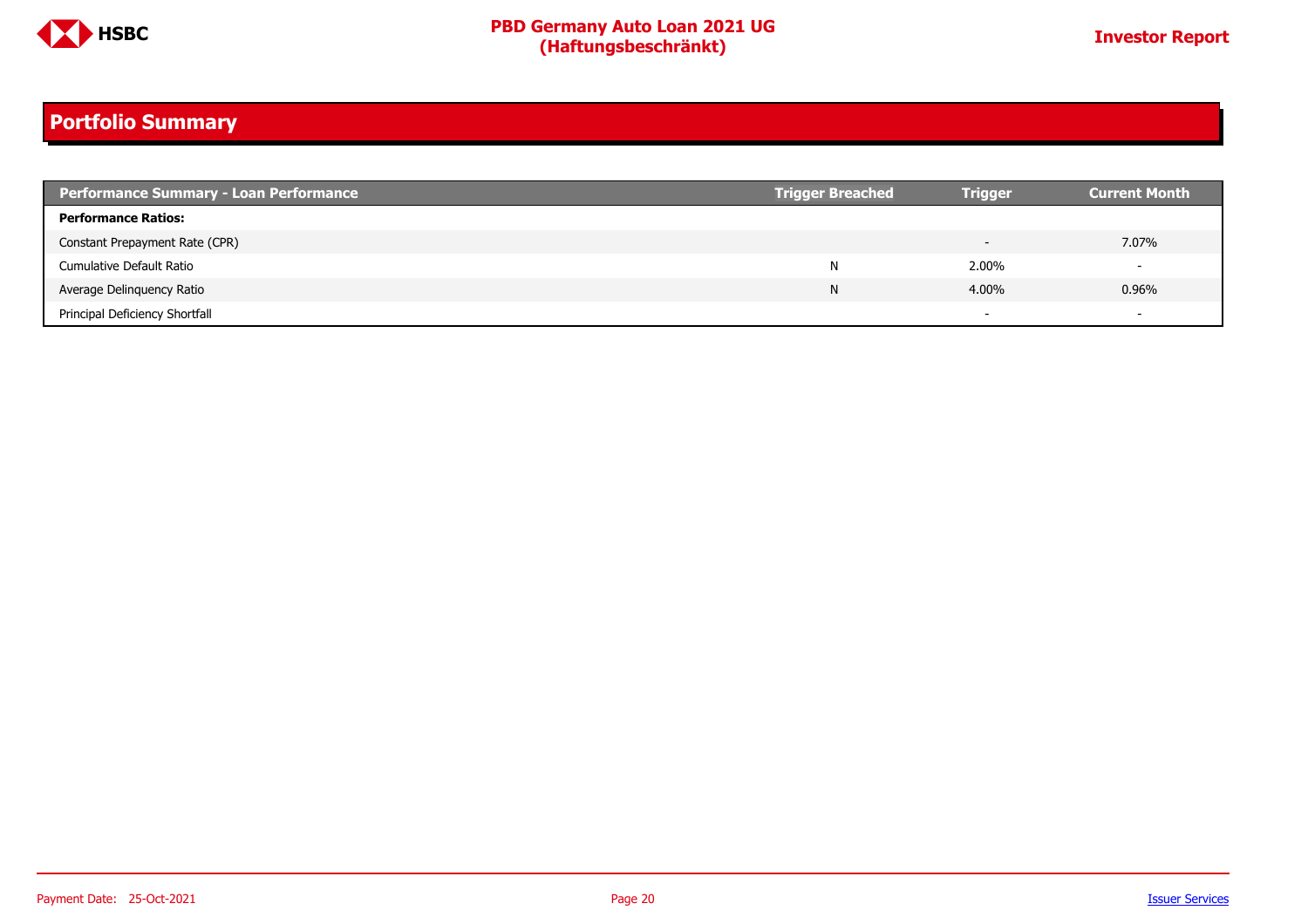## Portfolio Summary

| Performance Summary - Loan Performance | Trigger Breached | Trigger | Current Month |
|---|---|---|---|
| **Performance Ratios:** | | | |
| Constant Prepayment Rate (CPR) | | - | 7.07% |
| Cumulative Default Ratio | N | 2.00% | - |
| Average Delinquency Ratio | N | 4.00% | 0.96% |
| Principal Deficiency Shortfall | | - | - |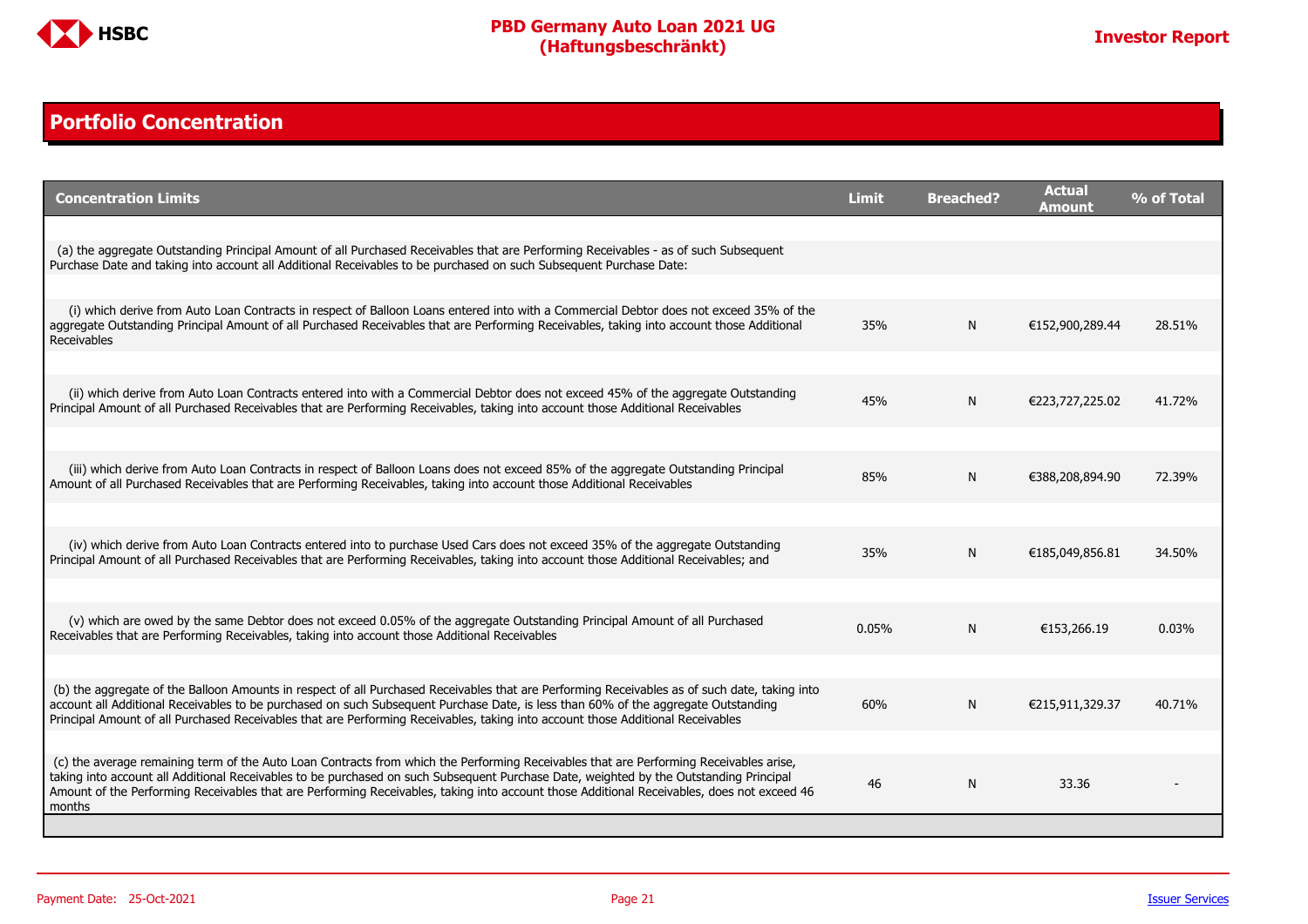## Portfolio Concentration

| Concentration Limits | Limit | Breached? | Actual Amount | % of Total |
|---|---|---|---|---|
| (a) the aggregate Outstanding Principal Amount of all Purchased Receivables that are Performing Receivables - as of such Subsequent Purchase Date and taking into account all Additional Receivables to be purchased on such Subsequent Purchase Date: | | | | |
| (i) which derive from Auto Loan Contracts in respect of Balloon Loans entered into with a Commercial Debtor does not exceed 35% of the aggregate Outstanding Principal Amount of all Purchased Receivables that are Performing Receivables, taking into account those Additional Receivables | 35% | N | €152,900,289.44 | 28.51% |
| (ii) which derive from Auto Loan Contracts entered into with a Commercial Debtor does not exceed 45% of the aggregate Outstanding Principal Amount of all Purchased Receivables that are Performing Receivables, taking into account those Additional Receivables | 45% | N | €223,727,225.02 | 41.72% |
| (iii) which derive from Auto Loan Contracts in respect of Balloon Loans does not exceed 85% of the aggregate Outstanding Principal Amount of all Purchased Receivables that are Performing Receivables, taking into account those Additional Receivables | 85% | N | €388,208,894.90 | 72.39% |
| (iv) which derive from Auto Loan Contracts entered into to purchase Used Cars does not exceed 35% of the aggregate Outstanding Principal Amount of all Purchased Receivables that are Performing Receivables, taking into account those Additional Receivables; and | 35% | N | €185,049,856.81 | 34.50% |
| (v) which are owed by the same Debtor does not exceed 0.05% of the aggregate Outstanding Principal Amount of all Purchased Receivables that are Performing Receivables, taking into account those Additional Receivables | 0.05% | N | €153,266.19 | 0.03% |
| (b) the aggregate of the Balloon Amounts in respect of all Purchased Receivables that are Performing Receivables as of such date, taking into account all Additional Receivables to be purchased on such Subsequent Purchase Date, is less than 60% of the aggregate Outstanding Principal Amount of all Purchased Receivables that are Performing Receivables, taking into account those Additional Receivables | 60% | N | €215,911,329.37 | 40.71% |
| (c) the average remaining term of the Auto Loan Contracts from which the Performing Receivables that are Performing Receivables arise, taking into account all Additional Receivables to be purchased on such Subsequent Purchase Date, weighted by the Outstanding Principal Amount of the Performing Receivables that are Performing Receivables, taking into account those Additional Receivables, does not exceed 46 months | 46 | N | 33.36 | - |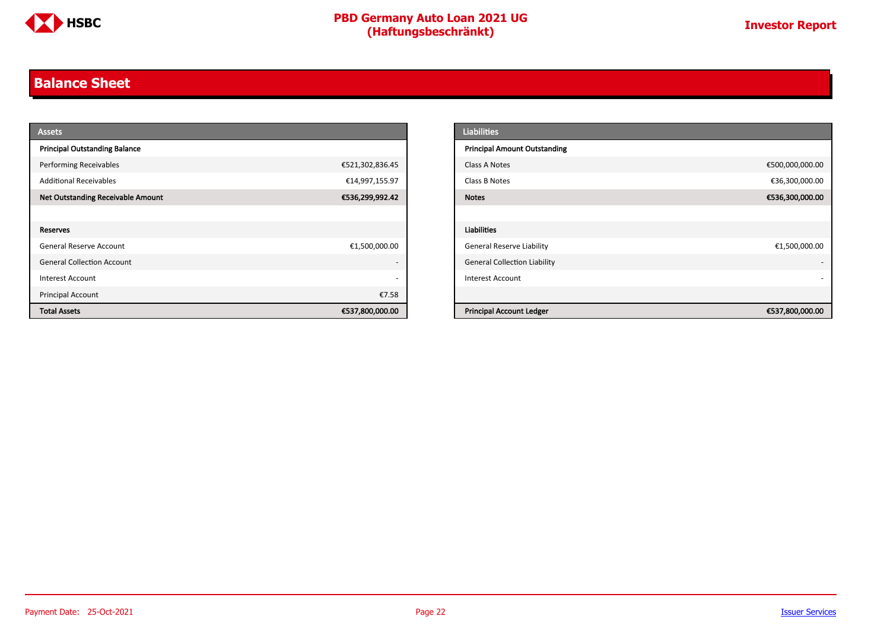## Balance Sheet

| Assets | |
|---|---|
| **Principal Outstanding Balance** | |
| Performing Receivables | €521,302,836.45 |
| Additional Receivables | €14,997,155.97 |
| **Net Outstanding Receivable Amount** | **€536,299,992.42** |
| | |
| **Reserves** | |
| General Reserve Account | €1,500,000.00 |
| General Collection Account | - |
| Interest Account | - |
| Principal Account | €7.58 |
| **Total Assets** | **€537,800,000.00** |

| Liabilities | |
|---|---|
| **Principal Amount Outstanding** | |
| Class A Notes | €500,000,000.00 |
| Class B Notes | €36,300,000.00 |
| **Notes** | **€536,300,000.00** |
| | |
| **Liabilities** | |
| General Reserve Liability | €1,500,000.00 |
| General Collection Liability | - |
| Interest Account | - |
| | |
| **Principal Account Ledger** | **€537,800,000.00** |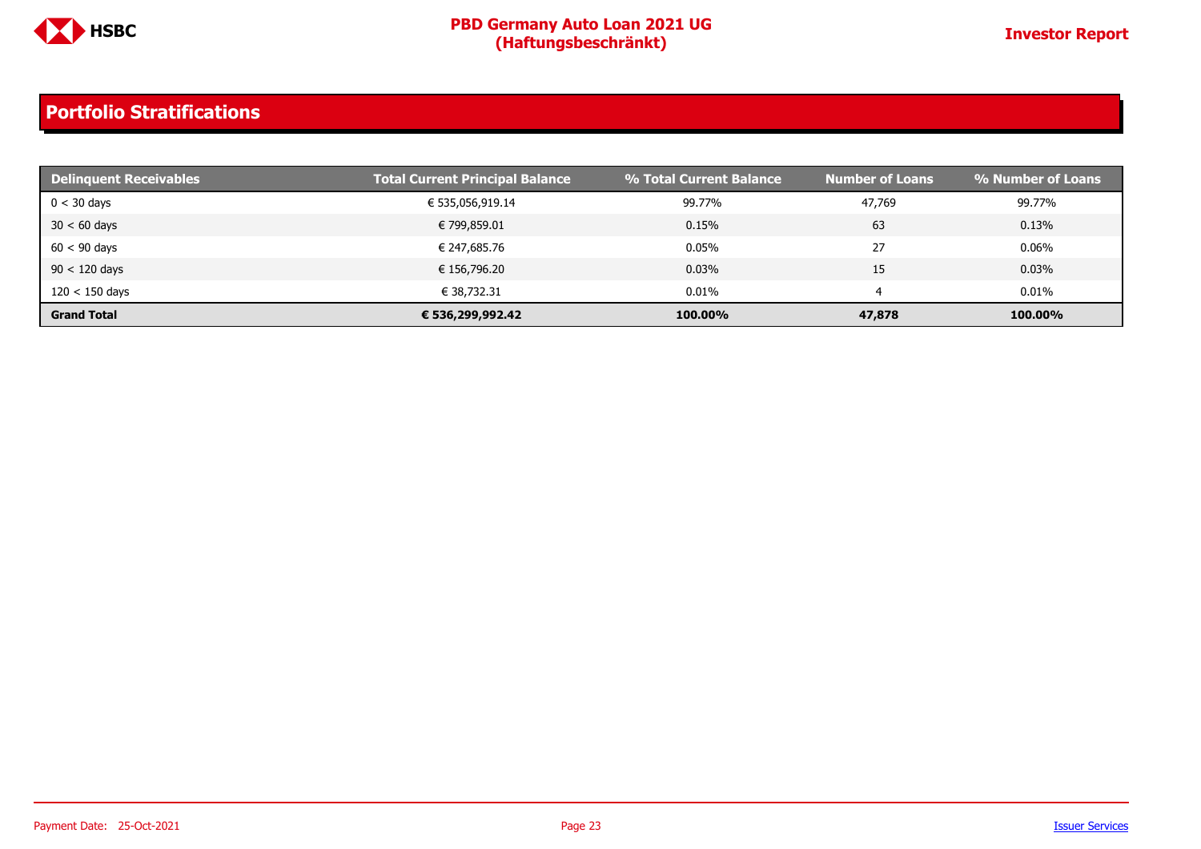## Portfolio Stratifications

| Delinquent Receivables | Total Current Principal Balance | % Total Current Balance | Number of Loans | % Number of Loans |
|---|---|---|---|---|
| 0 < 30 days | € 535,056,919.14 | 99.77% | 47,769 | 99.77% |
| 30 < 60 days | € 799,859.01 | 0.15% | 63 | 0.13% |
| 60 < 90 days | € 247,685.76 | 0.05% | 27 | 0.06% |
| 90 < 120 days | € 156,796.20 | 0.03% | 15 | 0.03% |
| 120 < 150 days | € 38,732.31 | 0.01% | 4 | 0.01% |
| **Grand Total** | **€ 536,299,992.42** | **100.00%** | **47,878** | **100.00%** |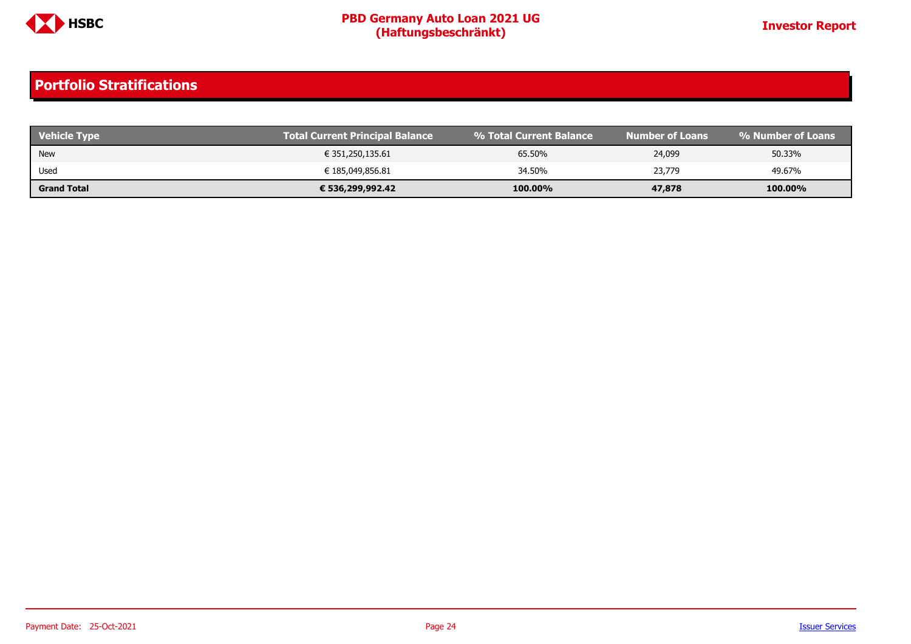## Portfolio Stratifications

| Vehicle Type | Total Current Principal Balance | % Total Current Balance | Number of Loans | % Number of Loans |
|---|---|---|---|---|
| New | € 351,250,135.61 | 65.50% | 24,099 | 50.33% |
| Used | € 185,049,856.81 | 34.50% | 23,779 | 49.67% |
| **Grand Total** | **€ 536,299,992.42** | **100.00%** | **47,878** | **100.00%** |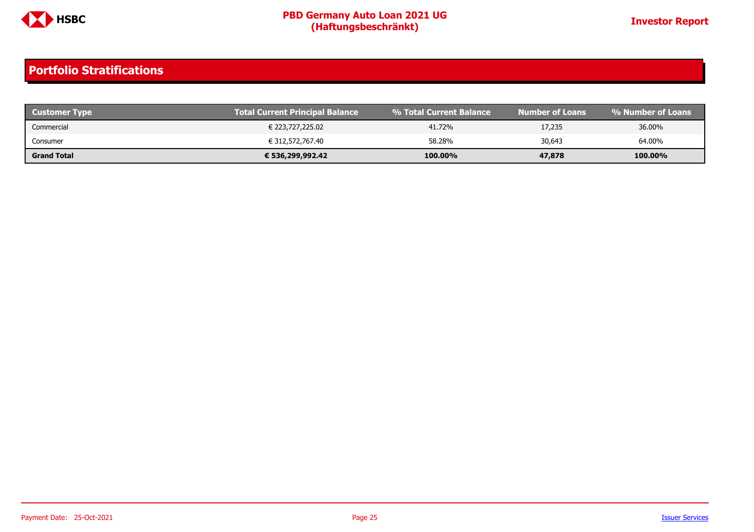## Portfolio Stratifications

| Customer Type | Total Current Principal Balance | % Total Current Balance | Number of Loans | % Number of Loans |
|---|---|---|---|---|
| Commercial | € 223,727,225.02 | 41.72% | 17,235 | 36.00% |
| Consumer | € 312,572,767.40 | 58.28% | 30,643 | 64.00% |
| **Grand Total** | **€ 536,299,992.42** | **100.00%** | **47,878** | **100.00%** |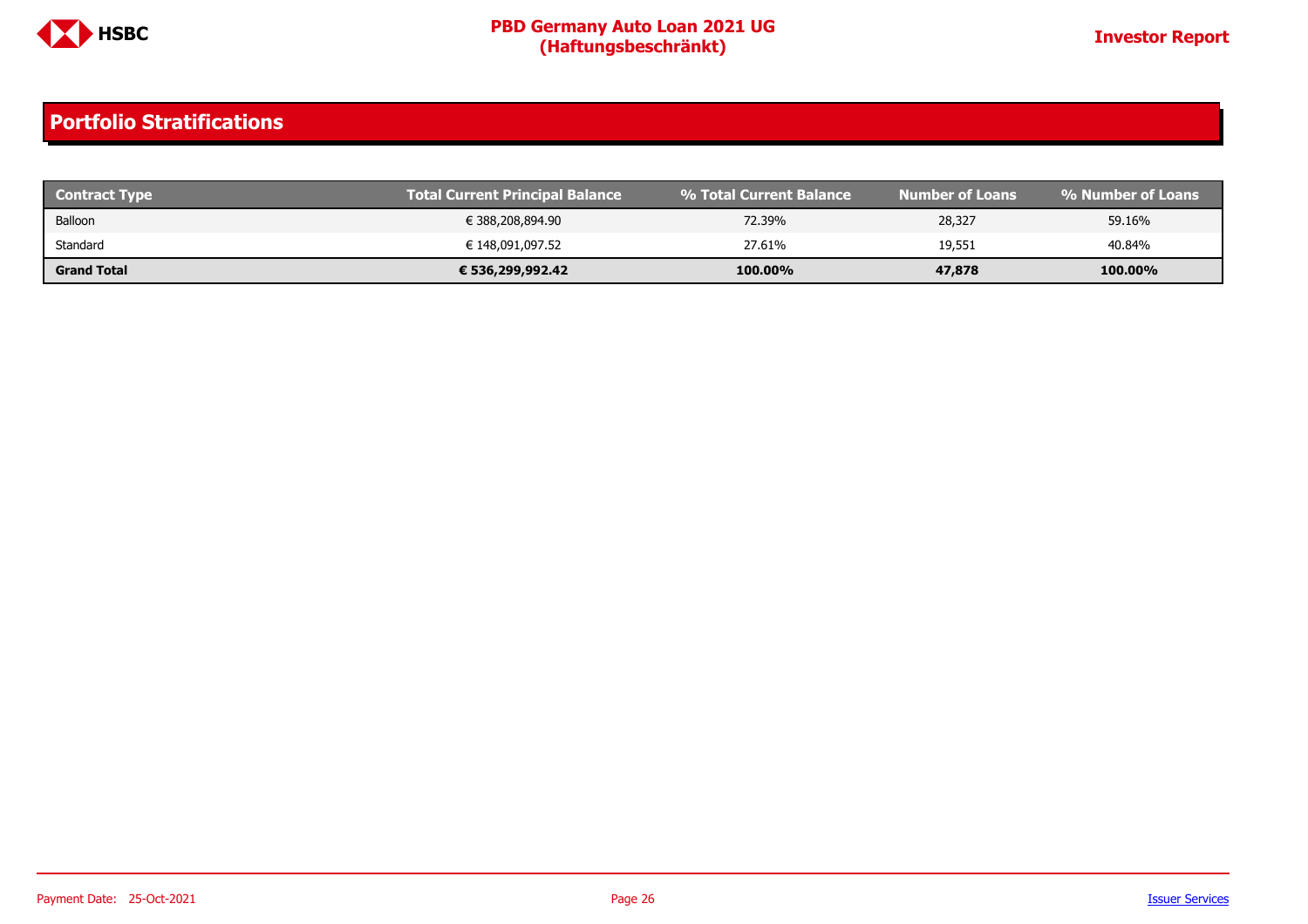## Portfolio Stratifications

| Contract Type | Total Current Principal Balance | % Total Current Balance | Number of Loans | % Number of Loans |
|---|---|---|---|---|
| Balloon | € 388,208,894.90 | 72.39% | 28,327 | 59.16% |
| Standard | € 148,091,097.52 | 27.61% | 19,551 | 40.84% |
| **Grand Total** | **€ 536,299,992.42** | **100.00%** | **47,878** | **100.00%** |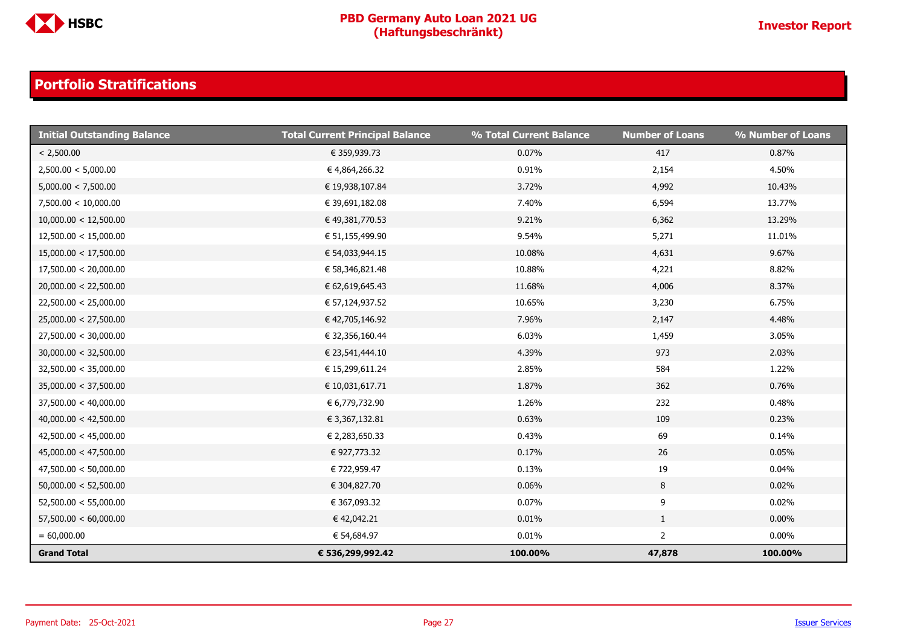## Portfolio Stratifications

| Initial Outstanding Balance | Total Current Principal Balance | % Total Current Balance | Number of Loans | % Number of Loans |
|---|---|---|---|---|
| < 2,500.00 | € 359,939.73 | 0.07% | 417 | 0.87% |
| 2,500.00 < 5,000.00 | € 4,864,266.32 | 0.91% | 2,154 | 4.50% |
| 5,000.00 < 7,500.00 | € 19,938,107.84 | 3.72% | 4,992 | 10.43% |
| 7,500.00 < 10,000.00 | € 39,691,182.08 | 7.40% | 6,594 | 13.77% |
| 10,000.00 < 12,500.00 | € 49,381,770.53 | 9.21% | 6,362 | 13.29% |
| 12,500.00 < 15,000.00 | € 51,155,499.90 | 9.54% | 5,271 | 11.01% |
| 15,000.00 < 17,500.00 | € 54,033,944.15 | 10.08% | 4,631 | 9.67% |
| 17,500.00 < 20,000.00 | € 58,346,821.48 | 10.88% | 4,221 | 8.82% |
| 20,000.00 < 22,500.00 | € 62,619,645.43 | 11.68% | 4,006 | 8.37% |
| 22,500.00 < 25,000.00 | € 57,124,937.52 | 10.65% | 3,230 | 6.75% |
| 25,000.00 < 27,500.00 | € 42,705,146.92 | 7.96% | 2,147 | 4.48% |
| 27,500.00 < 30,000.00 | € 32,356,160.44 | 6.03% | 1,459 | 3.05% |
| 30,000.00 < 32,500.00 | € 23,541,444.10 | 4.39% | 973 | 2.03% |
| 32,500.00 < 35,000.00 | € 15,299,611.24 | 2.85% | 584 | 1.22% |
| 35,000.00 < 37,500.00 | € 10,031,617.71 | 1.87% | 362 | 0.76% |
| 37,500.00 < 40,000.00 | € 6,779,732.90 | 1.26% | 232 | 0.48% |
| 40,000.00 < 42,500.00 | € 3,367,132.81 | 0.63% | 109 | 0.23% |
| 42,500.00 < 45,000.00 | € 2,283,650.33 | 0.43% | 69 | 0.14% |
| 45,000.00 < 47,500.00 | € 927,773.32 | 0.17% | 26 | 0.05% |
| 47,500.00 < 50,000.00 | € 722,959.47 | 0.13% | 19 | 0.04% |
| 50,000.00 < 52,500.00 | € 304,827.70 | 0.06% | 8 | 0.02% |
| 52,500.00 < 55,000.00 | € 367,093.32 | 0.07% | 9 | 0.02% |
| 57,500.00 < 60,000.00 | € 42,042.21 | 0.01% | 1 | 0.00% |
| = 60,000.00 | € 54,684.97 | 0.01% | 2 | 0.00% |
| **Grand Total** | **€ 536,299,992.42** | **100.00%** | **47,878** | **100.00%** |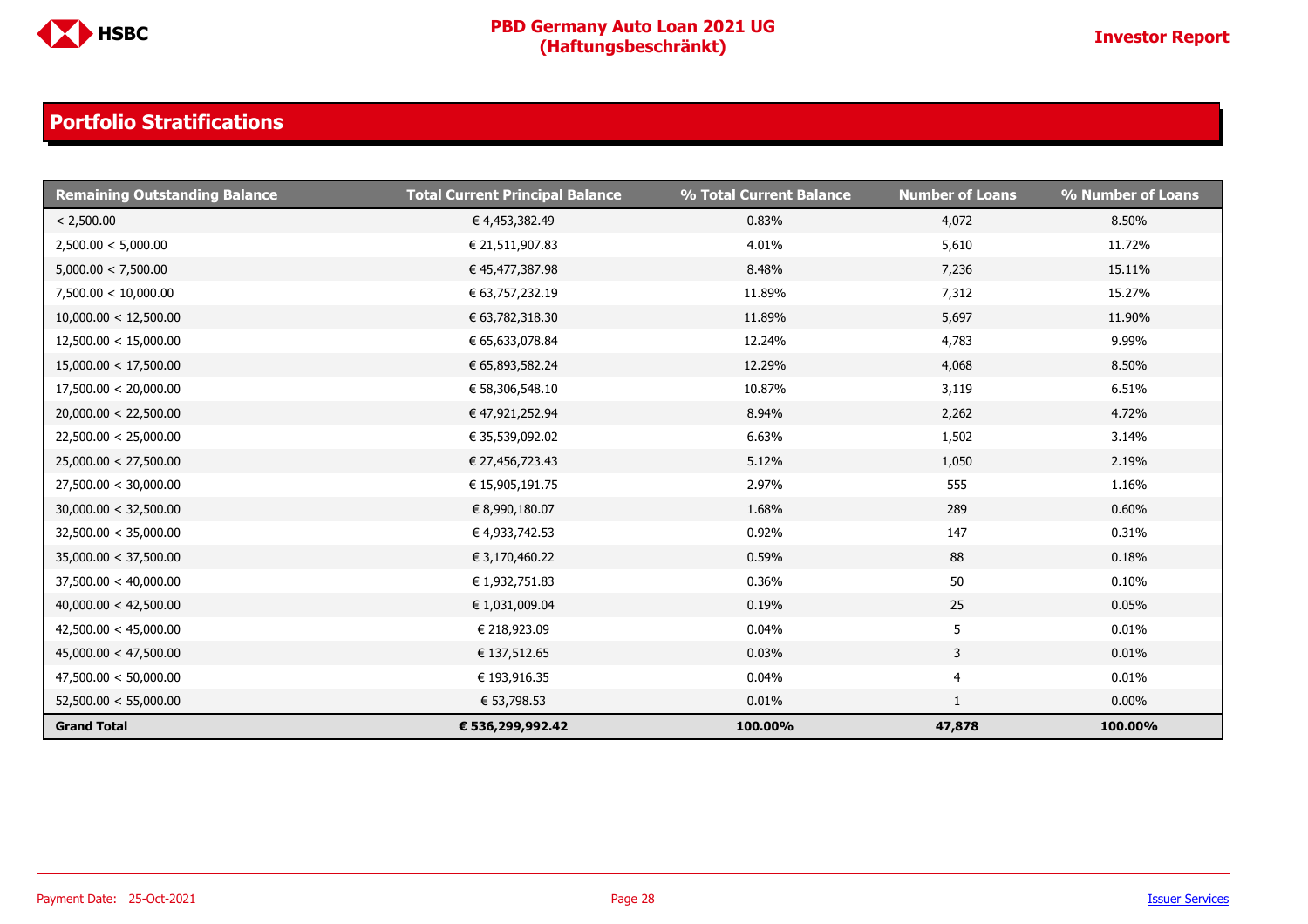## Portfolio Stratifications

| Remaining Outstanding Balance | Total Current Principal Balance | % Total Current Balance | Number of Loans | % Number of Loans |
|---|---|---|---|---|
| < 2,500.00 | € 4,453,382.49 | 0.83% | 4,072 | 8.50% |
| 2,500.00 < 5,000.00 | € 21,511,907.83 | 4.01% | 5,610 | 11.72% |
| 5,000.00 < 7,500.00 | € 45,477,387.98 | 8.48% | 7,236 | 15.11% |
| 7,500.00 < 10,000.00 | € 63,757,232.19 | 11.89% | 7,312 | 15.27% |
| 10,000.00 < 12,500.00 | € 63,782,318.30 | 11.89% | 5,697 | 11.90% |
| 12,500.00 < 15,000.00 | € 65,633,078.84 | 12.24% | 4,783 | 9.99% |
| 15,000.00 < 17,500.00 | € 65,893,582.24 | 12.29% | 4,068 | 8.50% |
| 17,500.00 < 20,000.00 | € 58,306,548.10 | 10.87% | 3,119 | 6.51% |
| 20,000.00 < 22,500.00 | € 47,921,252.94 | 8.94% | 2,262 | 4.72% |
| 22,500.00 < 25,000.00 | € 35,539,092.02 | 6.63% | 1,502 | 3.14% |
| 25,000.00 < 27,500.00 | € 27,456,723.43 | 5.12% | 1,050 | 2.19% |
| 27,500.00 < 30,000.00 | € 15,905,191.75 | 2.97% | 555 | 1.16% |
| 30,000.00 < 32,500.00 | € 8,990,180.07 | 1.68% | 289 | 0.60% |
| 32,500.00 < 35,000.00 | € 4,933,742.53 | 0.92% | 147 | 0.31% |
| 35,000.00 < 37,500.00 | € 3,170,460.22 | 0.59% | 88 | 0.18% |
| 37,500.00 < 40,000.00 | € 1,932,751.83 | 0.36% | 50 | 0.10% |
| 40,000.00 < 42,500.00 | € 1,031,009.04 | 0.19% | 25 | 0.05% |
| 42,500.00 < 45,000.00 | € 218,923.09 | 0.04% | 5 | 0.01% |
| 45,000.00 < 47,500.00 | € 137,512.65 | 0.03% | 3 | 0.01% |
| 47,500.00 < 50,000.00 | € 193,916.35 | 0.04% | 4 | 0.01% |
| 52,500.00 < 55,000.00 | € 53,798.53 | 0.01% | 1 | 0.00% |
| **Grand Total** | **€ 536,299,992.42** | **100.00%** | **47,878** | **100.00%** |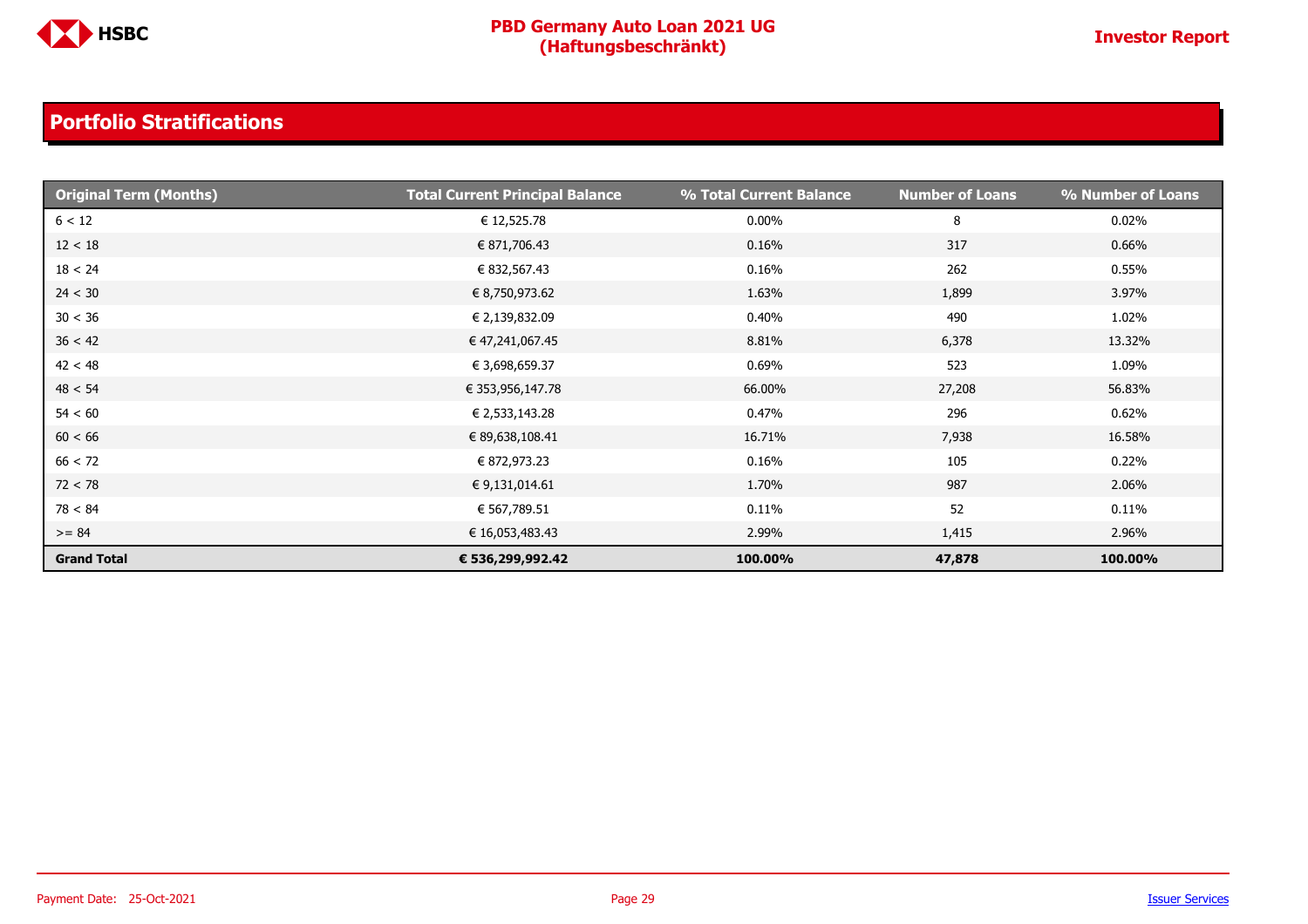## Portfolio Stratifications

| Original Term (Months) | Total Current Principal Balance | % Total Current Balance | Number of Loans | % Number of Loans |
|---|---|---|---|---|
| 6 < 12 | € 12,525.78 | 0.00% | 8 | 0.02% |
| 12 < 18 | € 871,706.43 | 0.16% | 317 | 0.66% |
| 18 < 24 | € 832,567.43 | 0.16% | 262 | 0.55% |
| 24 < 30 | € 8,750,973.62 | 1.63% | 1,899 | 3.97% |
| 30 < 36 | € 2,139,832.09 | 0.40% | 490 | 1.02% |
| 36 < 42 | € 47,241,067.45 | 8.81% | 6,378 | 13.32% |
| 42 < 48 | € 3,698,659.37 | 0.69% | 523 | 1.09% |
| 48 < 54 | € 353,956,147.78 | 66.00% | 27,208 | 56.83% |
| 54 < 60 | € 2,533,143.28 | 0.47% | 296 | 0.62% |
| 60 < 66 | € 89,638,108.41 | 16.71% | 7,938 | 16.58% |
| 66 < 72 | € 872,973.23 | 0.16% | 105 | 0.22% |
| 72 < 78 | € 9,131,014.61 | 1.70% | 987 | 2.06% |
| 78 < 84 | € 567,789.51 | 0.11% | 52 | 0.11% |
| >= 84 | € 16,053,483.43 | 2.99% | 1,415 | 2.96% |
| **Grand Total** | **€ 536,299,992.42** | **100.00%** | **47,878** | **100.00%** |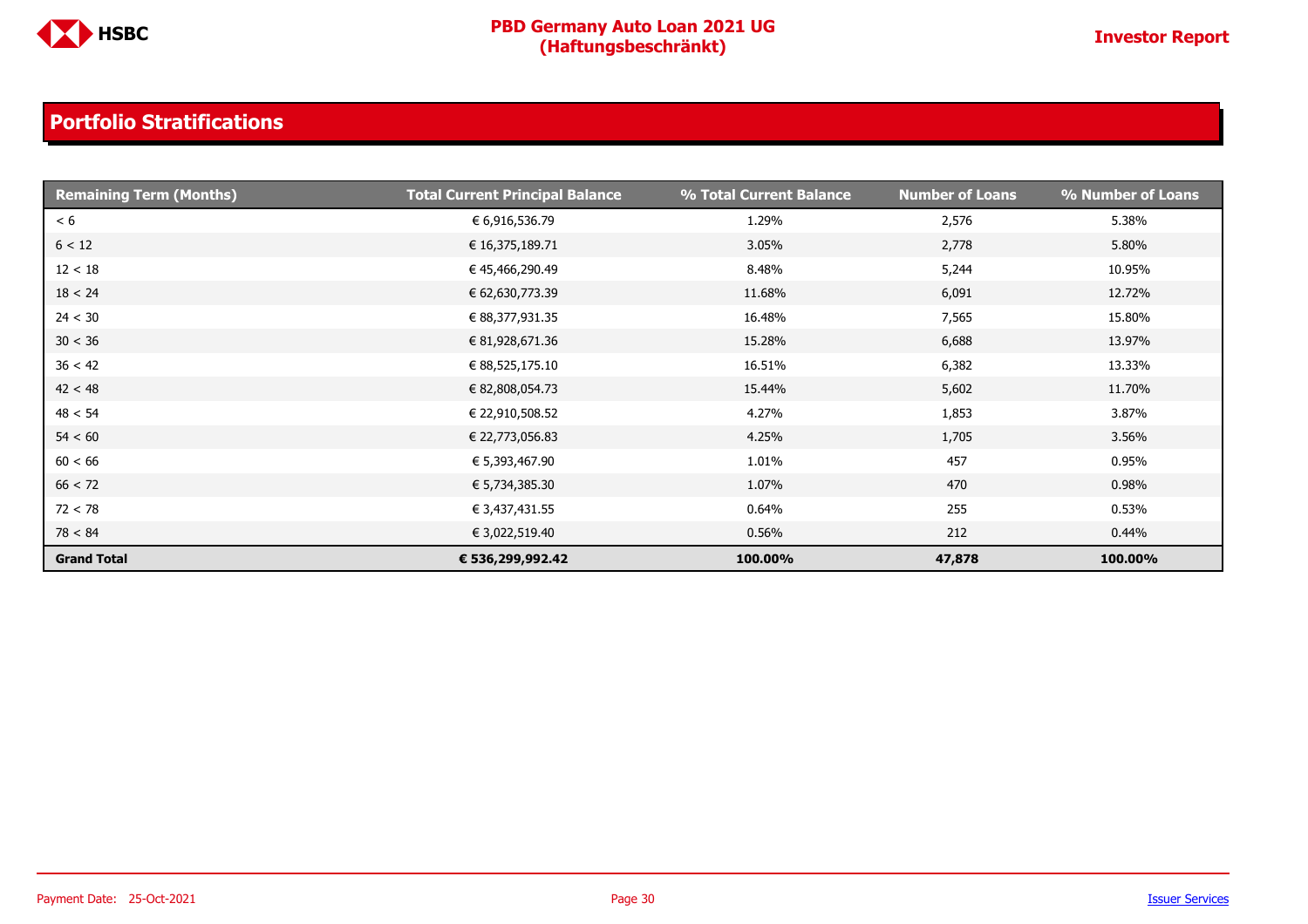## Portfolio Stratifications

| Remaining Term (Months) | Total Current Principal Balance | % Total Current Balance | Number of Loans | % Number of Loans |
|---|---|---|---|---|
| < 6 | € 6,916,536.79 | 1.29% | 2,576 | 5.38% |
| 6 < 12 | € 16,375,189.71 | 3.05% | 2,778 | 5.80% |
| 12 < 18 | € 45,466,290.49 | 8.48% | 5,244 | 10.95% |
| 18 < 24 | € 62,630,773.39 | 11.68% | 6,091 | 12.72% |
| 24 < 30 | € 88,377,931.35 | 16.48% | 7,565 | 15.80% |
| 30 < 36 | € 81,928,671.36 | 15.28% | 6,688 | 13.97% |
| 36 < 42 | € 88,525,175.10 | 16.51% | 6,382 | 13.33% |
| 42 < 48 | € 82,808,054.73 | 15.44% | 5,602 | 11.70% |
| 48 < 54 | € 22,910,508.52 | 4.27% | 1,853 | 3.87% |
| 54 < 60 | € 22,773,056.83 | 4.25% | 1,705 | 3.56% |
| 60 < 66 | € 5,393,467.90 | 1.01% | 457 | 0.95% |
| 66 < 72 | € 5,734,385.30 | 1.07% | 470 | 0.98% |
| 72 < 78 | € 3,437,431.55 | 0.64% | 255 | 0.53% |
| 78 < 84 | € 3,022,519.40 | 0.56% | 212 | 0.44% |
| **Grand Total** | **€ 536,299,992.42** | **100.00%** | **47,878** | **100.00%** |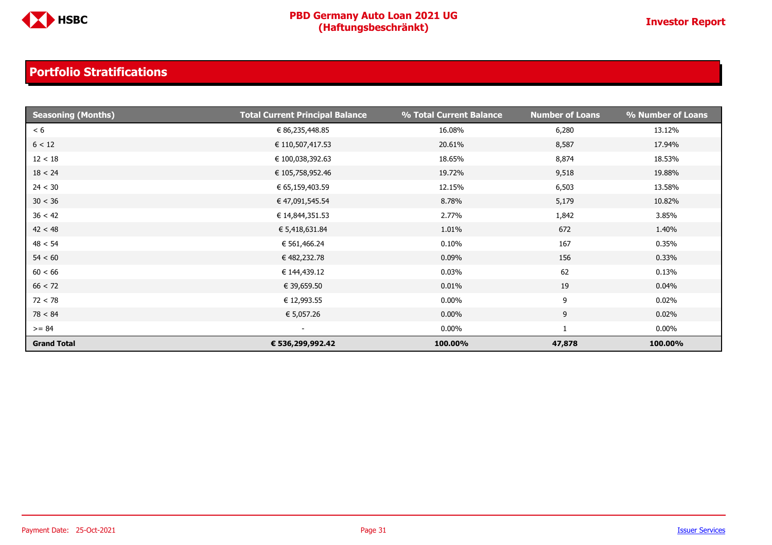## Portfolio Stratifications

| Seasoning (Months) | Total Current Principal Balance | % Total Current Balance | Number of Loans | % Number of Loans |
|---|---|---|---|---|
| < 6 | € 86,235,448.85 | 16.08% | 6,280 | 13.12% |
| 6 < 12 | € 110,507,417.53 | 20.61% | 8,587 | 17.94% |
| 12 < 18 | € 100,038,392.63 | 18.65% | 8,874 | 18.53% |
| 18 < 24 | € 105,758,952.46 | 19.72% | 9,518 | 19.88% |
| 24 < 30 | € 65,159,403.59 | 12.15% | 6,503 | 13.58% |
| 30 < 36 | € 47,091,545.54 | 8.78% | 5,179 | 10.82% |
| 36 < 42 | € 14,844,351.53 | 2.77% | 1,842 | 3.85% |
| 42 < 48 | € 5,418,631.84 | 1.01% | 672 | 1.40% |
| 48 < 54 | € 561,466.24 | 0.10% | 167 | 0.35% |
| 54 < 60 | € 482,232.78 | 0.09% | 156 | 0.33% |
| 60 < 66 | € 144,439.12 | 0.03% | 62 | 0.13% |
| 66 < 72 | € 39,659.50 | 0.01% | 19 | 0.04% |
| 72 < 78 | € 12,993.55 | 0.00% | 9 | 0.02% |
| 78 < 84 | € 5,057.26 | 0.00% | 9 | 0.02% |
| >= 84 | - | 0.00% | 1 | 0.00% |
| **Grand Total** | **€ 536,299,992.42** | **100.00%** | **47,878** | **100.00%** |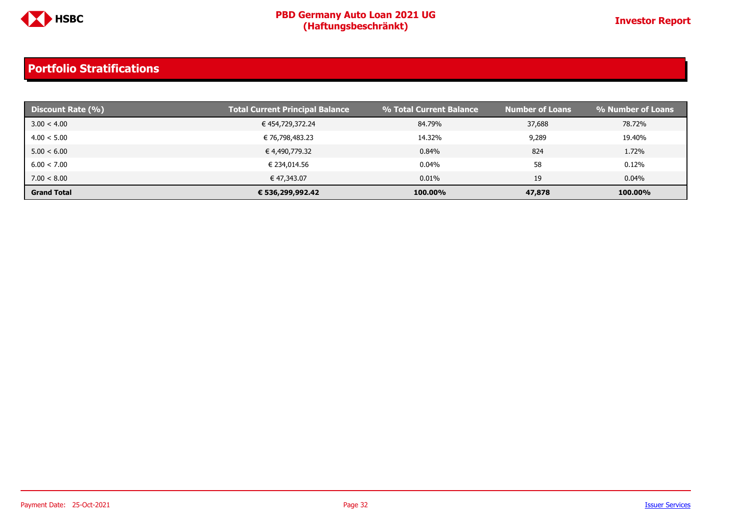## Portfolio Stratifications

| Discount Rate (%) | Total Current Principal Balance | % Total Current Balance | Number of Loans | % Number of Loans |
|---|---|---|---|---|
| 3.00 < 4.00 | € 454,729,372.24 | 84.79% | 37,688 | 78.72% |
| 4.00 < 5.00 | € 76,798,483.23 | 14.32% | 9,289 | 19.40% |
| 5.00 < 6.00 | € 4,490,779.32 | 0.84% | 824 | 1.72% |
| 6.00 < 7.00 | € 234,014.56 | 0.04% | 58 | 0.12% |
| 7.00 < 8.00 | € 47,343.07 | 0.01% | 19 | 0.04% |
| **Grand Total** | **€ 536,299,992.42** | **100.00%** | **47,878** | **100.00%** |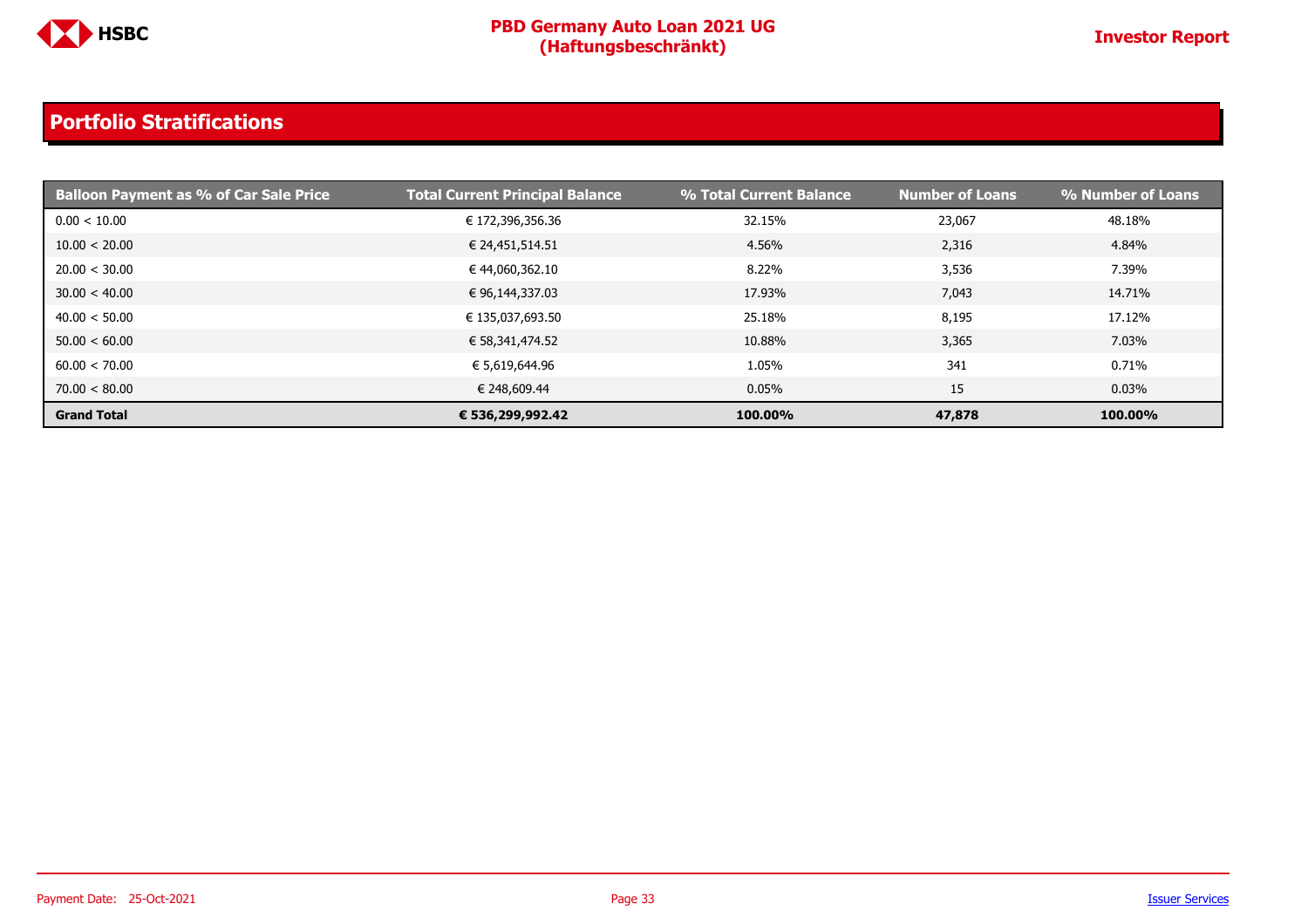## Portfolio Stratifications

| Balloon Payment as % of Car Sale Price | Total Current Principal Balance | % Total Current Balance | Number of Loans | % Number of Loans |
|---|---|---|---|---|
| 0.00 < 10.00 | € 172,396,356.36 | 32.15% | 23,067 | 48.18% |
| 10.00 < 20.00 | € 24,451,514.51 | 4.56% | 2,316 | 4.84% |
| 20.00 < 30.00 | € 44,060,362.10 | 8.22% | 3,536 | 7.39% |
| 30.00 < 40.00 | € 96,144,337.03 | 17.93% | 7,043 | 14.71% |
| 40.00 < 50.00 | € 135,037,693.50 | 25.18% | 8,195 | 17.12% |
| 50.00 < 60.00 | € 58,341,474.52 | 10.88% | 3,365 | 7.03% |
| 60.00 < 70.00 | € 5,619,644.96 | 1.05% | 341 | 0.71% |
| 70.00 < 80.00 | € 248,609.44 | 0.05% | 15 | 0.03% |
| **Grand Total** | **€ 536,299,992.42** | **100.00%** | **47,878** | **100.00%** |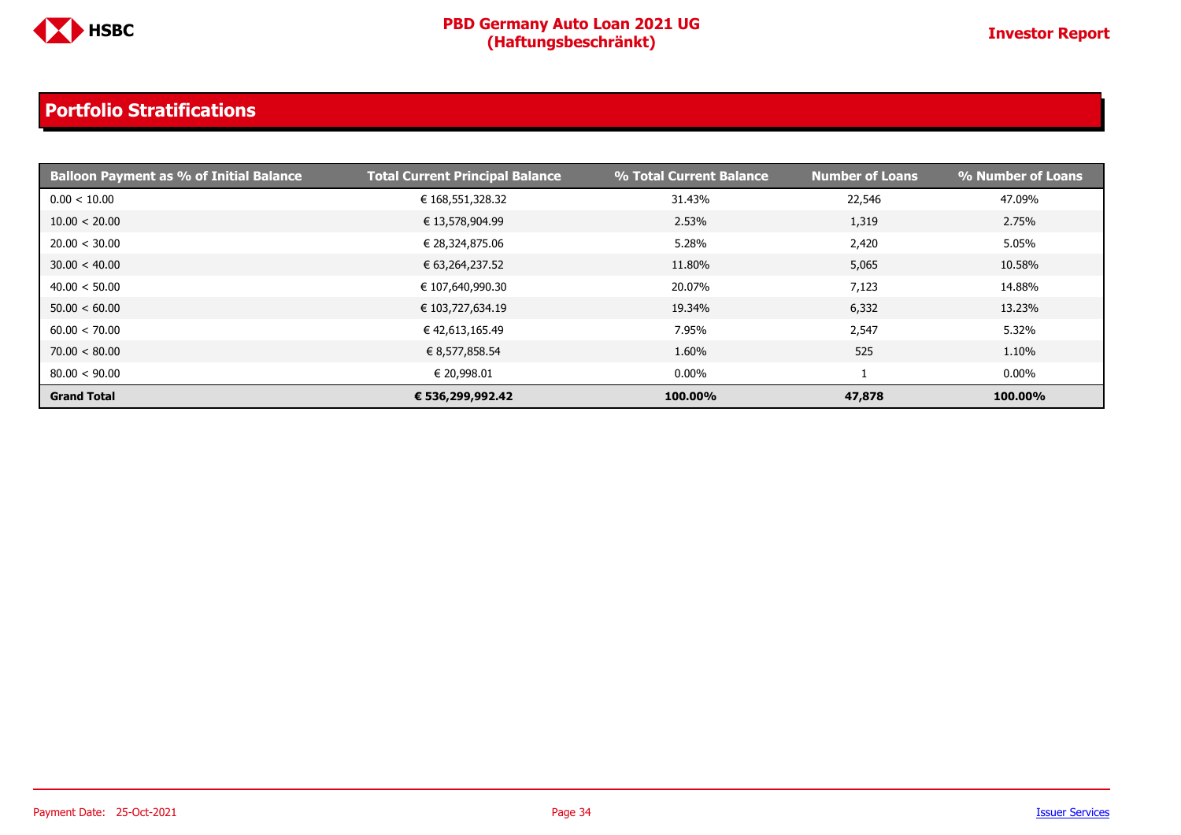## Portfolio Stratifications

| Balloon Payment as % of Initial Balance | Total Current Principal Balance | % Total Current Balance | Number of Loans | % Number of Loans |
|---|---|---|---|---|
| 0.00 < 10.00 | € 168,551,328.32 | 31.43% | 22,546 | 47.09% |
| 10.00 < 20.00 | € 13,578,904.99 | 2.53% | 1,319 | 2.75% |
| 20.00 < 30.00 | € 28,324,875.06 | 5.28% | 2,420 | 5.05% |
| 30.00 < 40.00 | € 63,264,237.52 | 11.80% | 5,065 | 10.58% |
| 40.00 < 50.00 | € 107,640,990.30 | 20.07% | 7,123 | 14.88% |
| 50.00 < 60.00 | € 103,727,634.19 | 19.34% | 6,332 | 13.23% |
| 60.00 < 70.00 | € 42,613,165.49 | 7.95% | 2,547 | 5.32% |
| 70.00 < 80.00 | € 8,577,858.54 | 1.60% | 525 | 1.10% |
| 80.00 < 90.00 | € 20,998.01 | 0.00% | 1 | 0.00% |
| **Grand Total** | **€ 536,299,992.42** | **100.00%** | **47,878** | **100.00%** |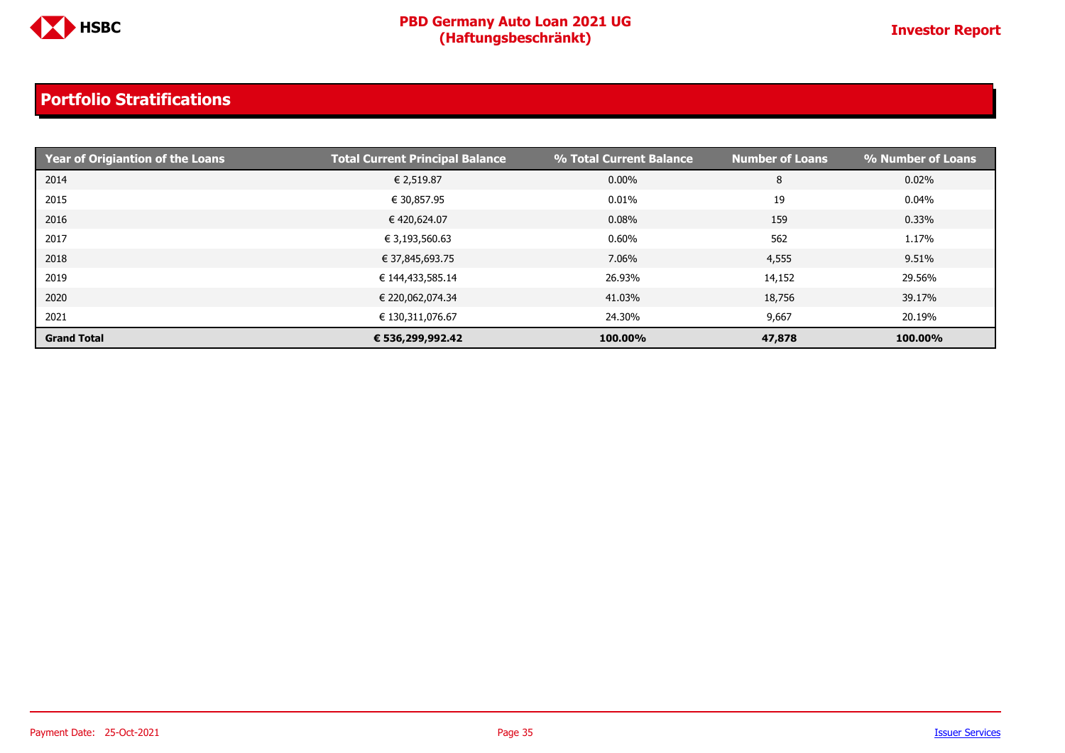## Portfolio Stratifications

| Year of Origiantion of the Loans | Total Current Principal Balance | % Total Current Balance | Number of Loans | % Number of Loans |
|---|---|---|---|---|
| 2014 | € 2,519.87 | 0.00% | 8 | 0.02% |
| 2015 | € 30,857.95 | 0.01% | 19 | 0.04% |
| 2016 | € 420,624.07 | 0.08% | 159 | 0.33% |
| 2017 | € 3,193,560.63 | 0.60% | 562 | 1.17% |
| 2018 | € 37,845,693.75 | 7.06% | 4,555 | 9.51% |
| 2019 | € 144,433,585.14 | 26.93% | 14,152 | 29.56% |
| 2020 | € 220,062,074.34 | 41.03% | 18,756 | 39.17% |
| 2021 | € 130,311,076.67 | 24.30% | 9,667 | 20.19% |
| **Grand Total** | **€ 536,299,992.42** | **100.00%** | **47,878** | **100.00%** |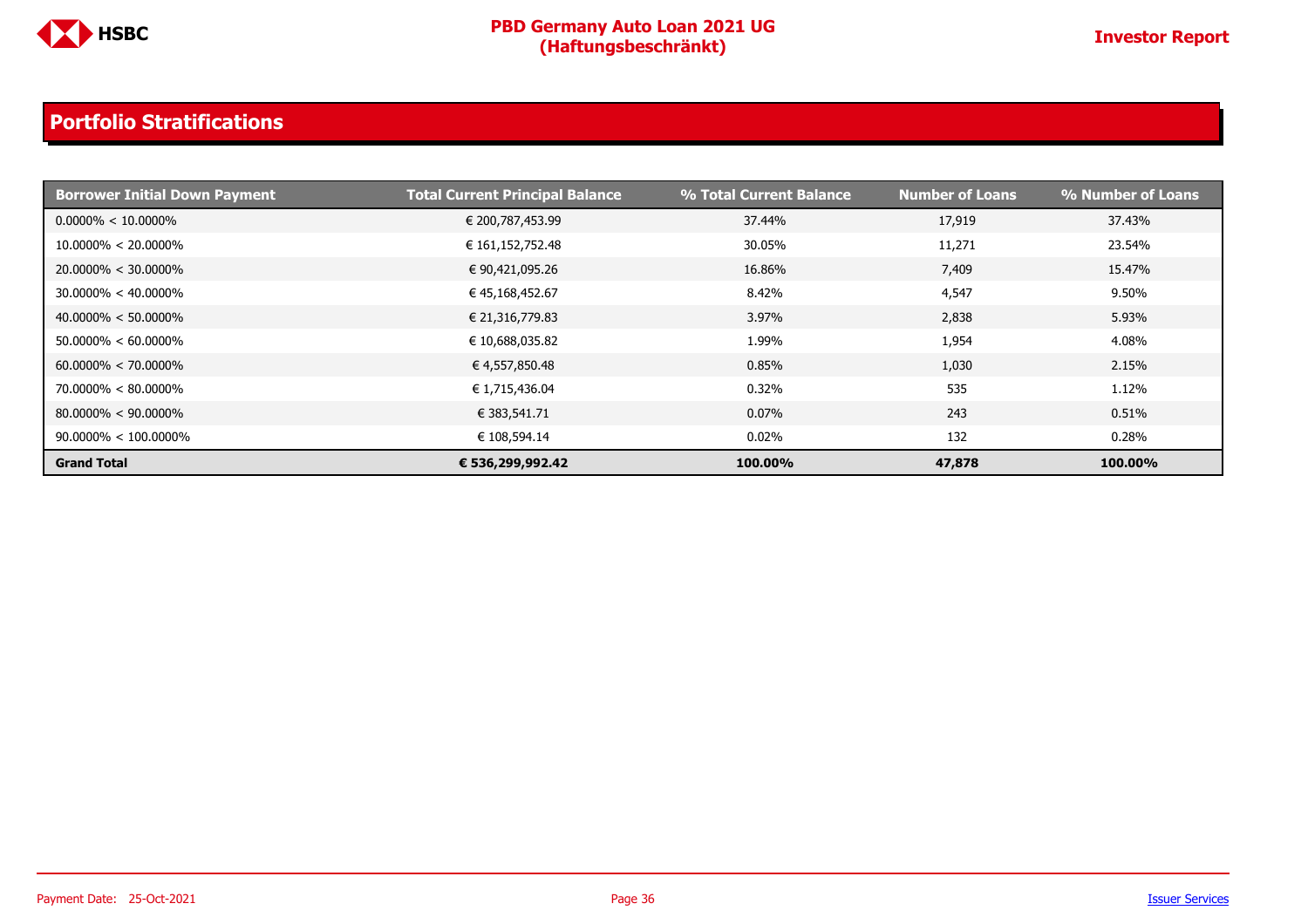## Portfolio Stratifications

| Borrower Initial Down Payment | Total Current Principal Balance | % Total Current Balance | Number of Loans | % Number of Loans |
|---|---|---|---|---|
| 0.0000% < 10.0000% | € 200,787,453.99 | 37.44% | 17,919 | 37.43% |
| 10.0000% < 20.0000% | € 161,152,752.48 | 30.05% | 11,271 | 23.54% |
| 20.0000% < 30.0000% | € 90,421,095.26 | 16.86% | 7,409 | 15.47% |
| 30.0000% < 40.0000% | € 45,168,452.67 | 8.42% | 4,547 | 9.50% |
| 40.0000% < 50.0000% | € 21,316,779.83 | 3.97% | 2,838 | 5.93% |
| 50.0000% < 60.0000% | € 10,688,035.82 | 1.99% | 1,954 | 4.08% |
| 60.0000% < 70.0000% | € 4,557,850.48 | 0.85% | 1,030 | 2.15% |
| 70.0000% < 80.0000% | € 1,715,436.04 | 0.32% | 535 | 1.12% |
| 80.0000% < 90.0000% | € 383,541.71 | 0.07% | 243 | 0.51% |
| 90.0000% < 100.0000% | € 108,594.14 | 0.02% | 132 | 0.28% |
| **Grand Total** | **€ 536,299,992.42** | **100.00%** | **47,878** | **100.00%** |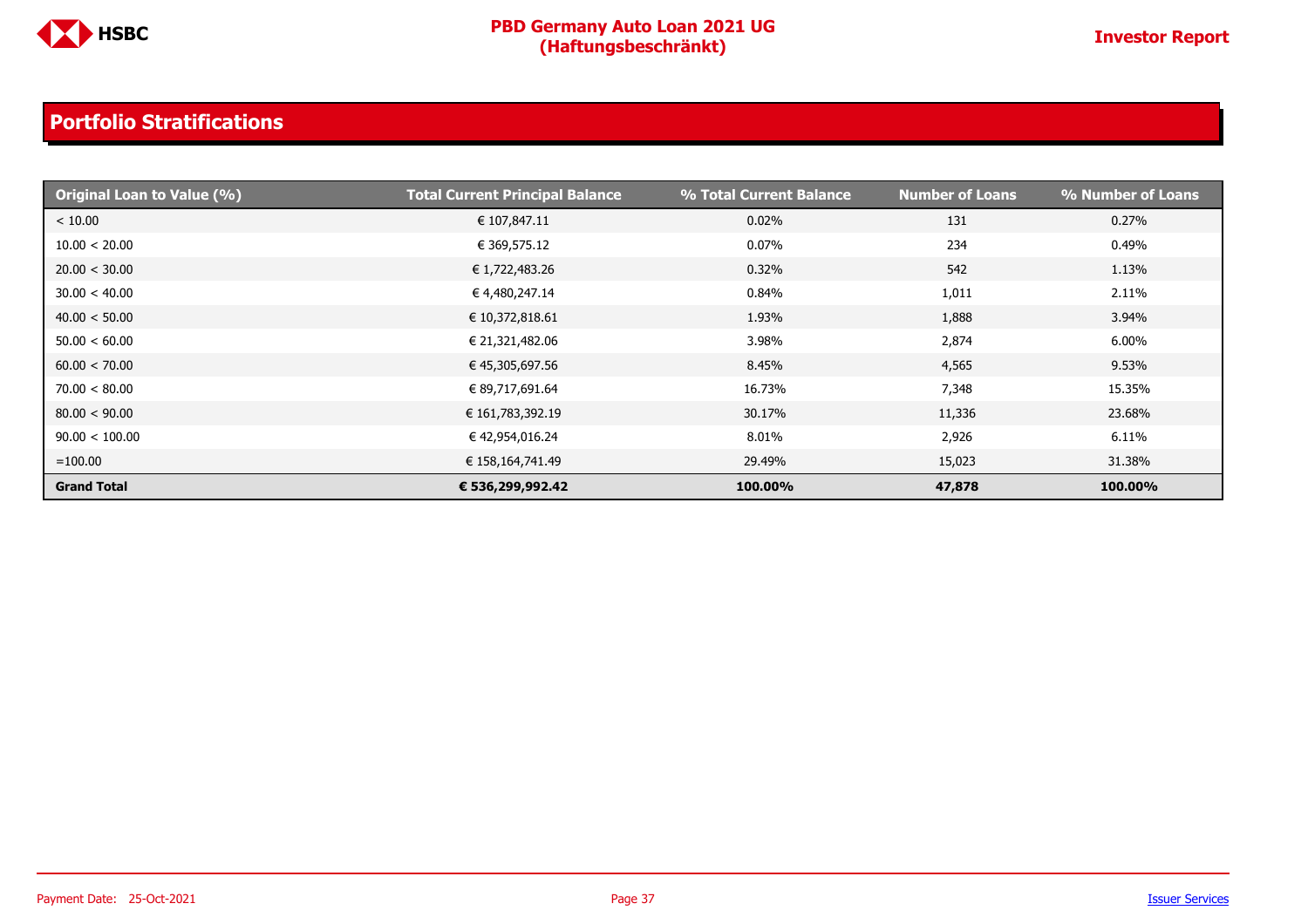## Portfolio Stratifications

| Original Loan to Value (%) | Total Current Principal Balance | % Total Current Balance | Number of Loans | % Number of Loans |
|---|---|---|---|---|
| < 10.00 | € 107,847.11 | 0.02% | 131 | 0.27% |
| 10.00 < 20.00 | € 369,575.12 | 0.07% | 234 | 0.49% |
| 20.00 < 30.00 | € 1,722,483.26 | 0.32% | 542 | 1.13% |
| 30.00 < 40.00 | € 4,480,247.14 | 0.84% | 1,011 | 2.11% |
| 40.00 < 50.00 | € 10,372,818.61 | 1.93% | 1,888 | 3.94% |
| 50.00 < 60.00 | € 21,321,482.06 | 3.98% | 2,874 | 6.00% |
| 60.00 < 70.00 | € 45,305,697.56 | 8.45% | 4,565 | 9.53% |
| 70.00 < 80.00 | € 89,717,691.64 | 16.73% | 7,348 | 15.35% |
| 80.00 < 90.00 | € 161,783,392.19 | 30.17% | 11,336 | 23.68% |
| 90.00 < 100.00 | € 42,954,016.24 | 8.01% | 2,926 | 6.11% |
| =100.00 | € 158,164,741.49 | 29.49% | 15,023 | 31.38% |
| **Grand Total** | **€ 536,299,992.42** | **100.00%** | **47,878** | **100.00%** |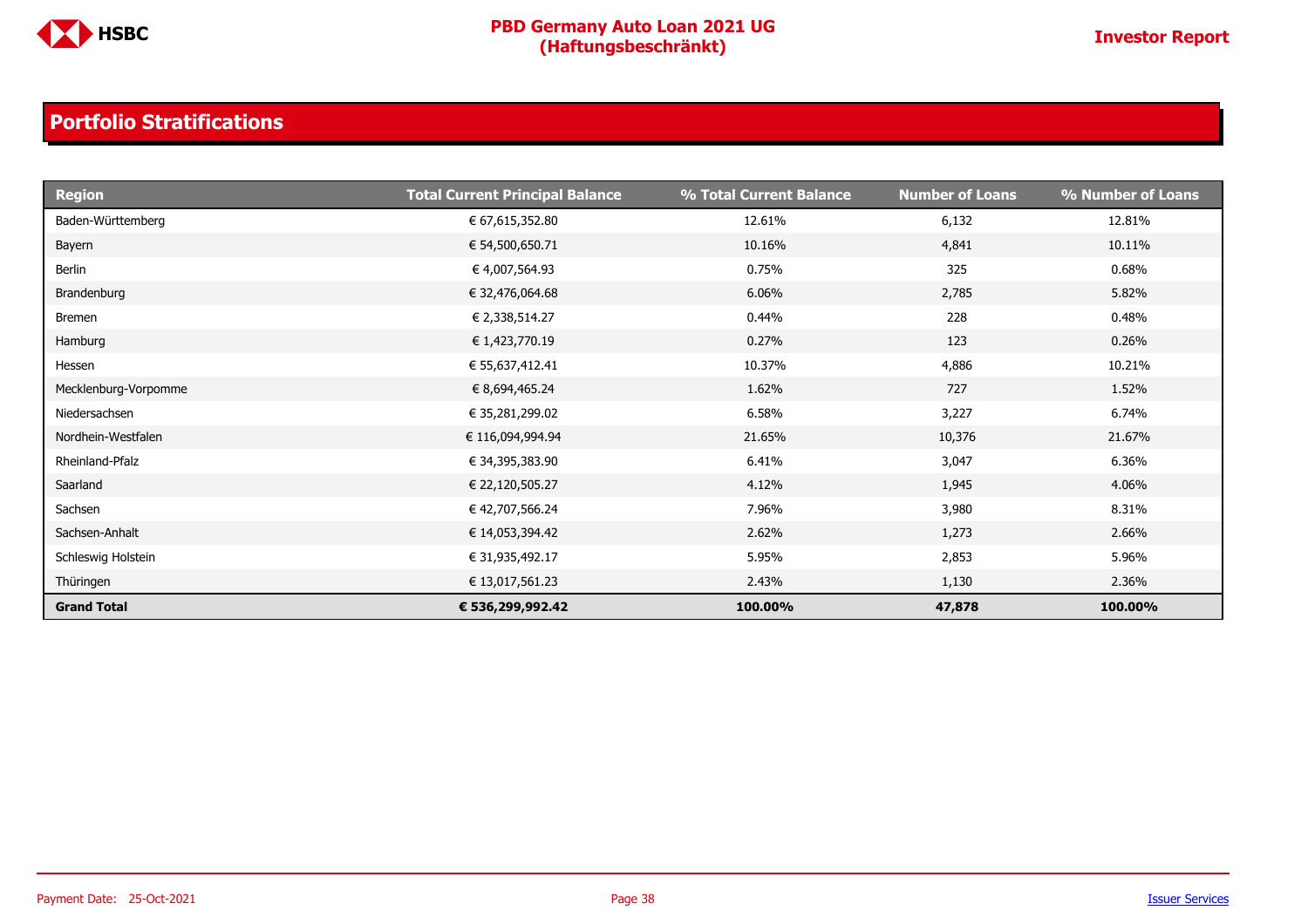## Portfolio Stratifications

| Region | Total Current Principal Balance | % Total Current Balance | Number of Loans | % Number of Loans |
|---|---|---|---|---|
| Baden-Württemberg | € 67,615,352.80 | 12.61% | 6,132 | 12.81% |
| Bayern | € 54,500,650.71 | 10.16% | 4,841 | 10.11% |
| Berlin | € 4,007,564.93 | 0.75% | 325 | 0.68% |
| Brandenburg | € 32,476,064.68 | 6.06% | 2,785 | 5.82% |
| Bremen | € 2,338,514.27 | 0.44% | 228 | 0.48% |
| Hamburg | € 1,423,770.19 | 0.27% | 123 | 0.26% |
| Hessen | € 55,637,412.41 | 10.37% | 4,886 | 10.21% |
| Mecklenburg-Vorpomme | € 8,694,465.24 | 1.62% | 727 | 1.52% |
| Niedersachsen | € 35,281,299.02 | 6.58% | 3,227 | 6.74% |
| Nordhein-Westfalen | € 116,094,994.94 | 21.65% | 10,376 | 21.67% |
| Rheinland-Pfalz | € 34,395,383.90 | 6.41% | 3,047 | 6.36% |
| Saarland | € 22,120,505.27 | 4.12% | 1,945 | 4.06% |
| Sachsen | € 42,707,566.24 | 7.96% | 3,980 | 8.31% |
| Sachsen-Anhalt | € 14,053,394.42 | 2.62% | 1,273 | 2.66% |
| Schleswig Holstein | € 31,935,492.17 | 5.95% | 2,853 | 5.96% |
| Thüringen | € 13,017,561.23 | 2.43% | 1,130 | 2.36% |
| **Grand Total** | **€ 536,299,992.42** | **100.00%** | **47,878** | **100.00%** |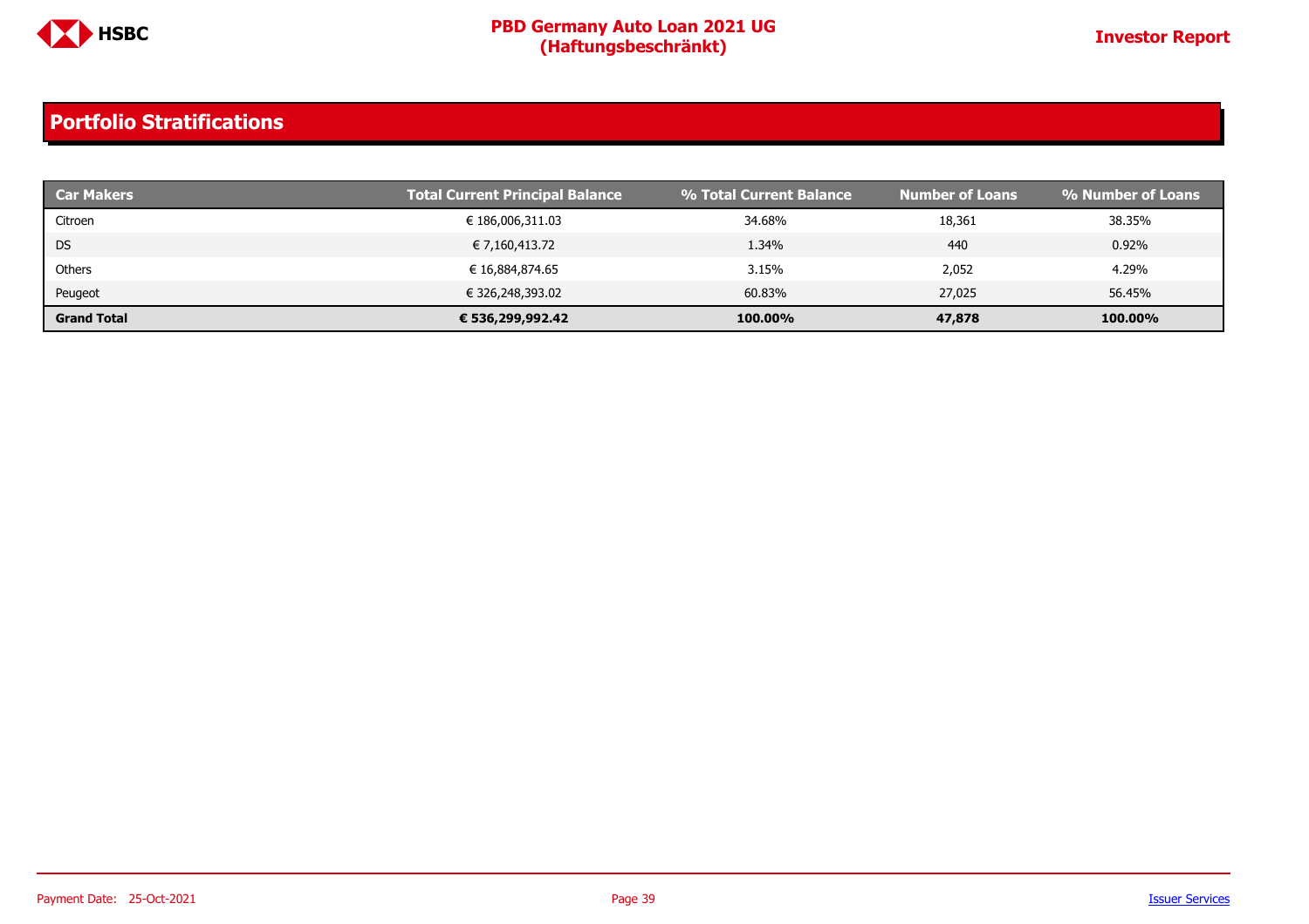## Portfolio Stratifications

| Car Makers | Total Current Principal Balance | % Total Current Balance | Number of Loans | % Number of Loans |
|---|---|---|---|---|
| Citroen | € 186,006,311.03 | 34.68% | 18,361 | 38.35% |
| DS | € 7,160,413.72 | 1.34% | 440 | 0.92% |
| Others | € 16,884,874.65 | 3.15% | 2,052 | 4.29% |
| Peugeot | € 326,248,393.02 | 60.83% | 27,025 | 56.45% |
| **Grand Total** | **€ 536,299,992.42** | **100.00%** | **47,878** | **100.00%** |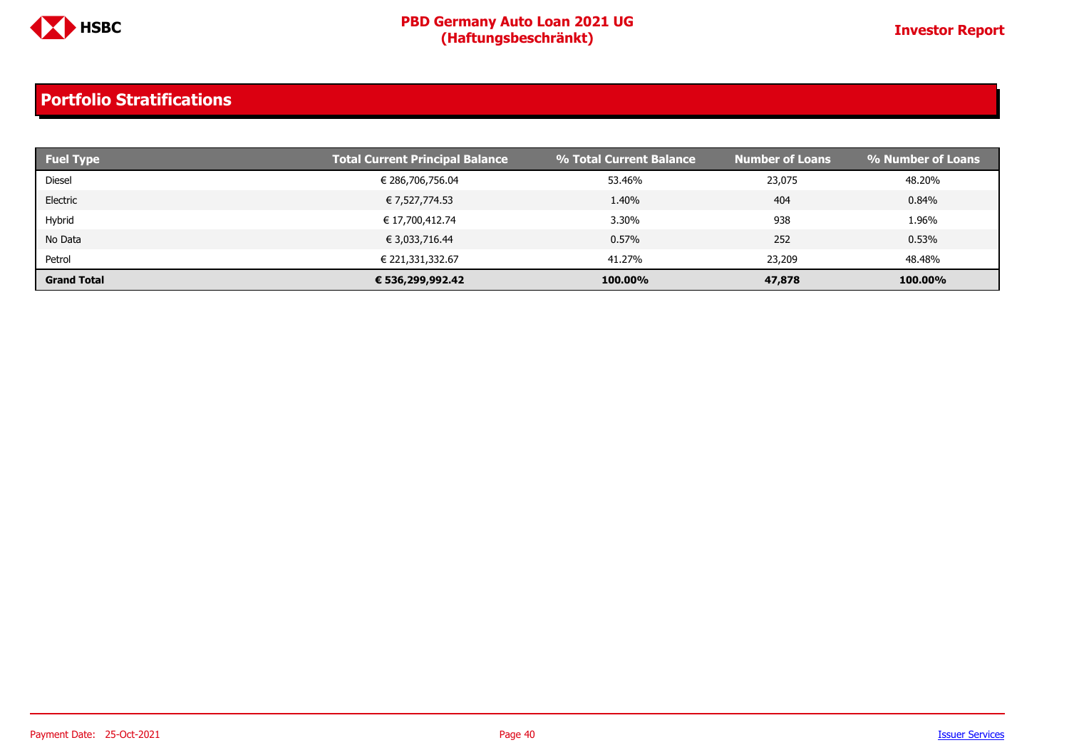## Portfolio Stratifications

| Fuel Type | Total Current Principal Balance | % Total Current Balance | Number of Loans | % Number of Loans |
|---|---|---|---|---|
| Diesel | € 286,706,756.04 | 53.46% | 23,075 | 48.20% |
| Electric | € 7,527,774.53 | 1.40% | 404 | 0.84% |
| Hybrid | € 17,700,412.74 | 3.30% | 938 | 1.96% |
| No Data | € 3,033,716.44 | 0.57% | 252 | 0.53% |
| Petrol | € 221,331,332.67 | 41.27% | 23,209 | 48.48% |
| **Grand Total** | **€ 536,299,992.42** | **100.00%** | **47,878** | **100.00%** |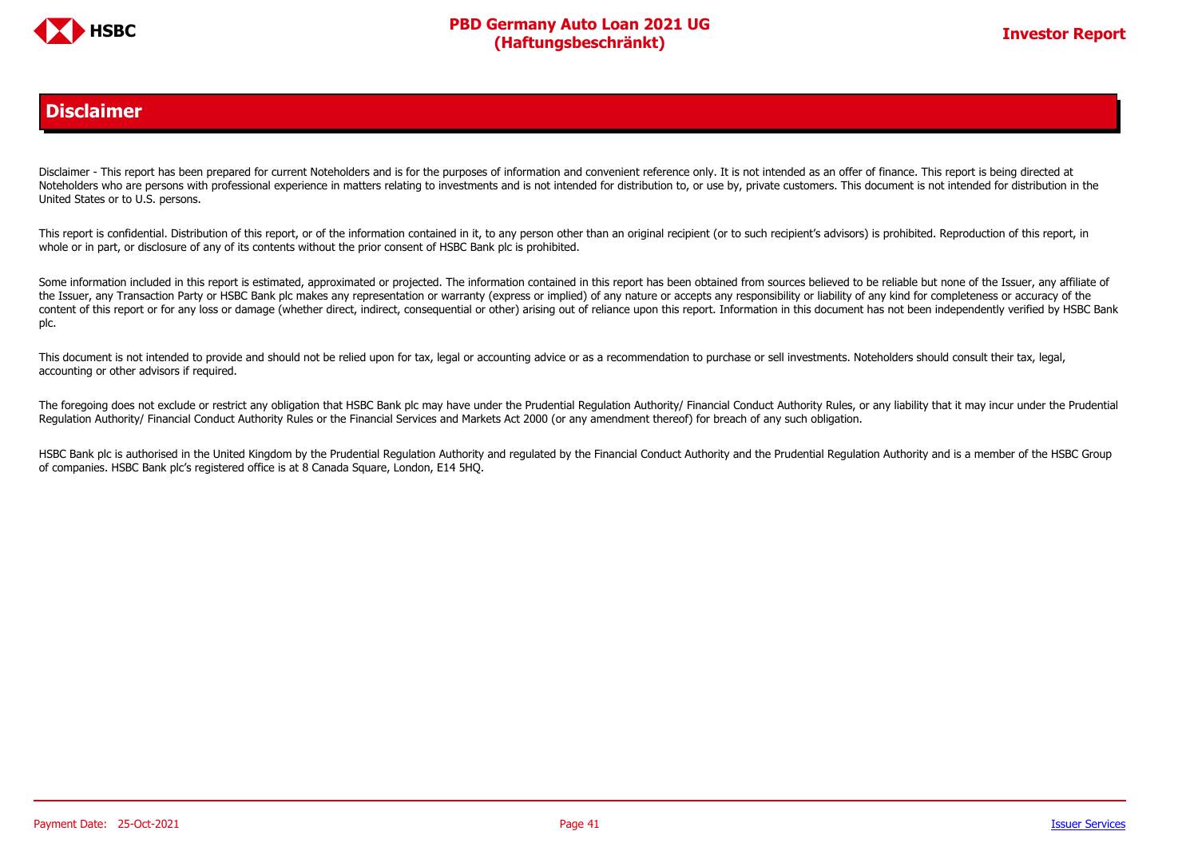# Disclaimer

Disclaimer - This report has been prepared for current Noteholders and is for the purposes of information and convenient reference only. It is not intended as an offer of finance. This report is being directed at Noteholders who are persons with professional experience in matters relating to investments and is not intended for distribution to, or use by, private customers. This document is not intended for distribution in the United States or to U.S. persons.

This report is confidential. Distribution of this report, or of the information contained in it, to any person other than an original recipient (or to such recipient's advisors) is prohibited. Reproduction of this report, in whole or in part, or disclosure of any of its contents without the prior consent of HSBC Bank plc is prohibited.

Some information included in this report is estimated, approximated or projected. The information contained in this report has been obtained from sources believed to be reliable but none of the Issuer, any affiliate of the Issuer, any Transaction Party or HSBC Bank plc makes any representation or warranty (express or implied) of any nature or accepts any responsibility or liability of any kind for completeness or accuracy of the content of this report or for any loss or damage (whether direct, indirect, consequential or other) arising out of reliance upon this report. Information in this document has not been independently verified by HSBC Bank plc.

This document is not intended to provide and should not be relied upon for tax, legal or accounting advice or as a recommendation to purchase or sell investments. Noteholders should consult their tax, legal, accounting or other advisors if required.

The foregoing does not exclude or restrict any obligation that HSBC Bank plc may have under the Prudential Regulation Authority/ Financial Conduct Authority Rules, or any liability that it may incur under the Prudential Regulation Authority/ Financial Conduct Authority Rules or the Financial Services and Markets Act 2000 (or any amendment thereof) for breach of any such obligation.

HSBC Bank plc is authorised in the United Kingdom by the Prudential Regulation Authority and regulated by the Financial Conduct Authority and the Prudential Regulation Authority and is a member of the HSBC Group of companies. HSBC Bank plc's registered office is at 8 Canada Square, London, E14 5HQ.